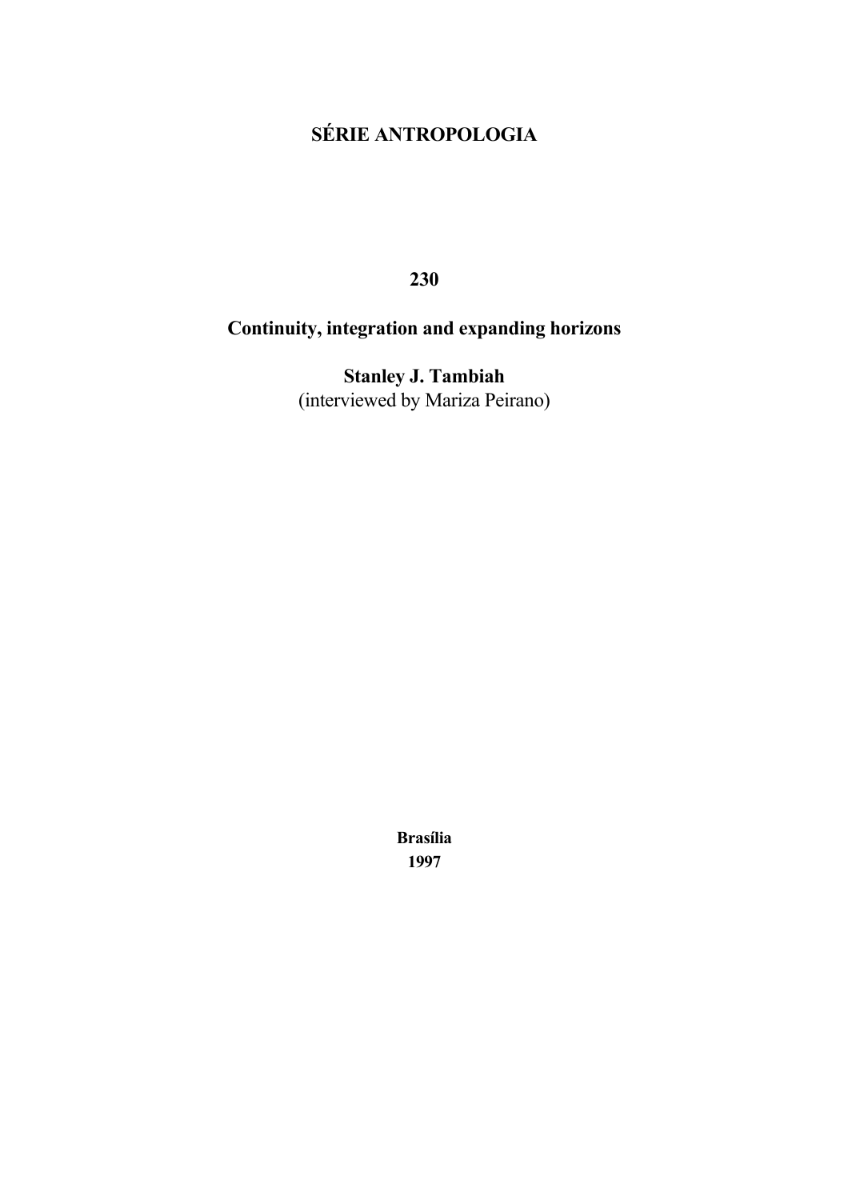**SÉRIE ANTROPOLOGIA**

**230**

# Continuity, integration and expanding horizons

**Stanley J. Tambiah**
(interviewed by Mariza Peirano)

**Brasília**
**1997**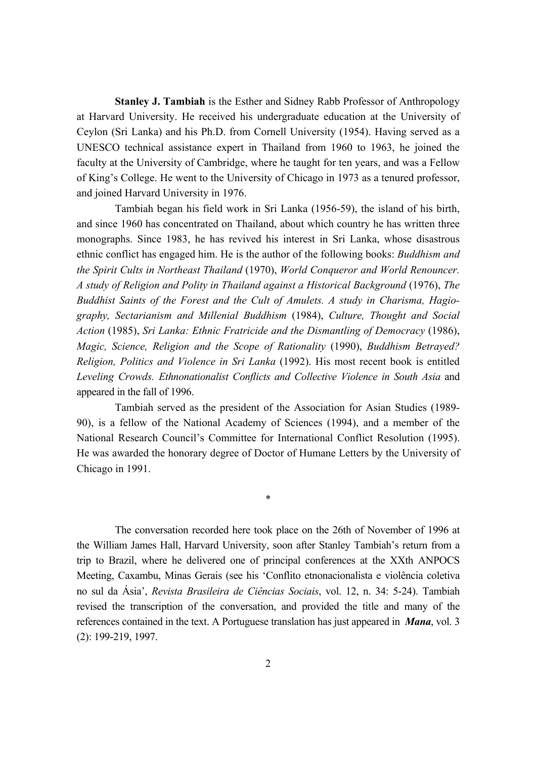**Stanley J. Tambiah** is the Esther and Sidney Rabb Professor of Anthropology at Harvard University. He received his undergraduate education at the University of Ceylon (Sri Lanka) and his Ph.D. from Cornell University (1954). Having served as a UNESCO technical assistance expert in Thailand from 1960 to 1963, he joined the faculty at the University of Cambridge, where he taught for ten years, and was a Fellow of King's College. He went to the University of Chicago in 1973 as a tenured professor, and joined Harvard University in 1976.

Tambiah began his field work in Sri Lanka (1956-59), the island of his birth, and since 1960 has concentrated on Thailand, about which country he has written three monographs. Since 1983, he has revived his interest in Sri Lanka, whose disastrous ethnic conflict has engaged him. He is the author of the following books: *Buddhism and the Spirit Cults in Northeast Thailand* (1970), *World Conqueror and World Renouncer. A study of Religion and Polity in Thailand against a Historical Background* (1976), *The Buddhist Saints of the Forest and the Cult of Amulets. A study in Charisma, Hagiography, Sectarianism and Millenial Buddhism* (1984), *Culture, Thought and Social Action* (1985), *Sri Lanka: Ethnic Fratricide and the Dismantling of Democracy* (1986), *Magic, Science, Religion and the Scope of Rationality* (1990), *Buddhism Betrayed? Religion, Politics and Violence in Sri Lanka* (1992). His most recent book is entitled *Leveling Crowds. Ethnonationalist Conflicts and Collective Violence in South Asia* and appeared in the fall of 1996.

Tambiah served as the president of the Association for Asian Studies (1989-90), is a fellow of the National Academy of Sciences (1994), and a member of the National Research Council's Committee for International Conflict Resolution (1995). He was awarded the honorary degree of Doctor of Humane Letters by the University of Chicago in 1991.

*

The conversation recorded here took place on the 26th of November of 1996 at the William James Hall, Harvard University, soon after Stanley Tambiah's return from a trip to Brazil, where he delivered one of principal conferences at the XXth ANPOCS Meeting, Caxambu, Minas Gerais (see his 'Conflito etnonacionalista e violência coletiva no sul da Ásia', *Revista Brasileira de Ciências Sociais*, vol. 12, n. 34: 5-24). Tambiah revised the transcription of the conversation, and provided the title and many of the references contained in the text. A Portuguese translation has just appeared in ***Mana***, vol. 3 (2): 199-219, 1997.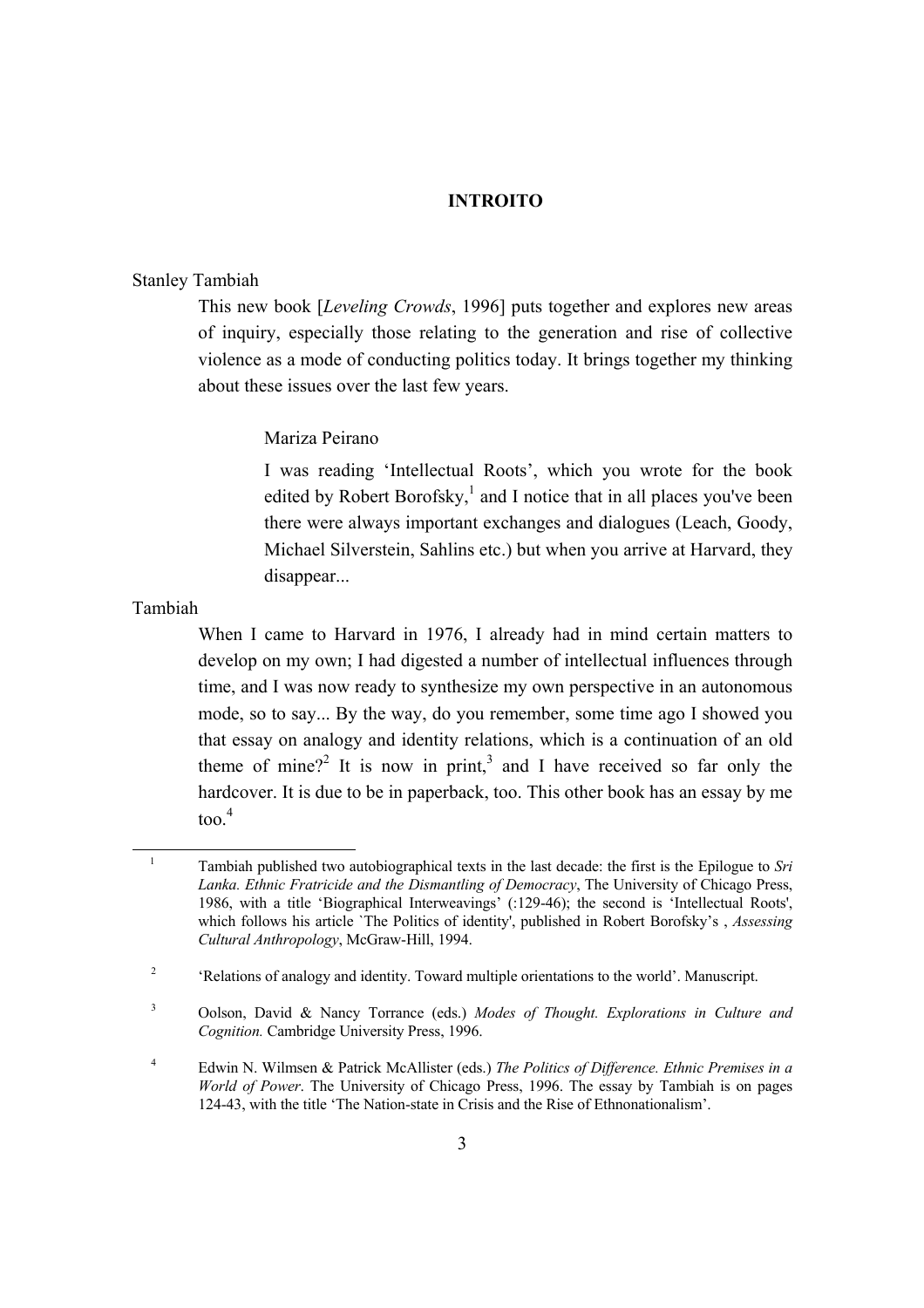**INTROITO**

Stanley Tambiah

> This new book [*Leveling Crowds*, 1996] puts together and explores new areas of inquiry, especially those relating to the generation and rise of collective violence as a mode of conducting politics today. It brings together my thinking about these issues over the last few years.

Mariza Peirano

> I was reading 'Intellectual Roots', which you wrote for the book edited by Robert Borofsky,[1] and I notice that in all places you've been there were always important exchanges and dialogues (Leach, Goody, Michael Silverstein, Sahlins etc.) but when you arrive at Harvard, they disappear...

Tambiah

> When I came to Harvard in 1976, I already had in mind certain matters to develop on my own; I had digested a number of intellectual influences through time, and I was now ready to synthesize my own perspective in an autonomous mode, so to say... By the way, do you remember, some time ago I showed you that essay on analogy and identity relations, which is a continuation of an old theme of mine?[2] It is now in print,[3] and I have received so far only the hardcover. It is due to be in paperback, too. This other book has an essay by me too.[4]

---

[1] Tambiah published two autobiographical texts in the last decade: the first is the Epilogue to *Sri Lanka. Ethnic Fratricide and the Dismantling of Democracy*, The University of Chicago Press, 1986, with a title 'Biographical Interweavings' (:129-46); the second is 'Intellectual Roots', which follows his article `The Politics of identity', published in Robert Borofsky's , *Assessing Cultural Anthropology*, McGraw-Hill, 1994.

[2] 'Relations of analogy and identity. Toward multiple orientations to the world'. Manuscript.

[3] Oolson, David & Nancy Torrance (eds.) *Modes of Thought. Explorations in Culture and Cognition.* Cambridge University Press, 1996.

[4] Edwin N. Wilmsen & Patrick McAllister (eds.) *The Politics of Difference. Ethnic Premises in a World of Power*. The University of Chicago Press, 1996. The essay by Tambiah is on pages 124-43, with the title 'The Nation-state in Crisis and the Rise of Ethnonationalism'.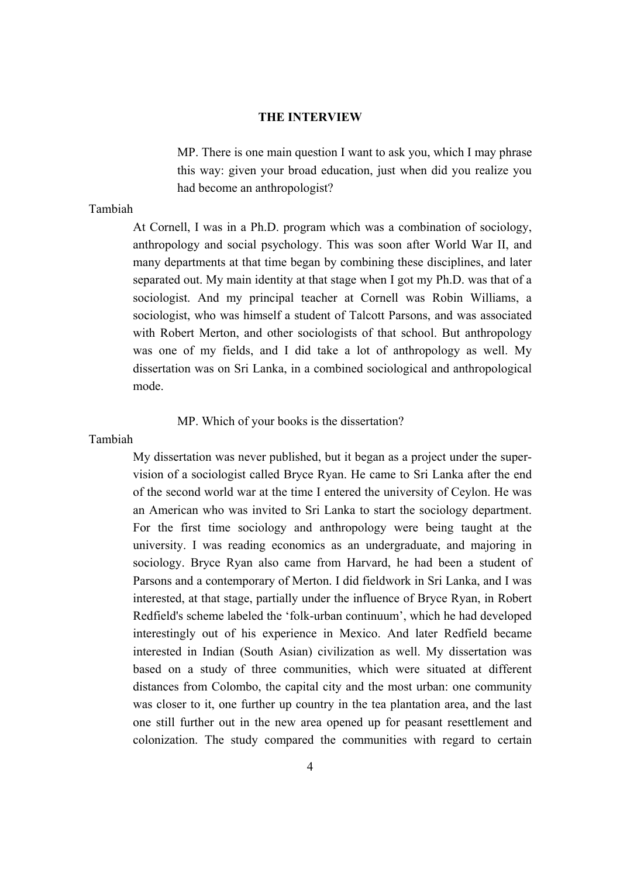## THE INTERVIEW

MP. There is one main question I want to ask you, which I may phrase this way: given your broad education, just when did you realize you had become an anthropologist?

Tambiah

At Cornell, I was in a Ph.D. program which was a combination of sociology, anthropology and social psychology. This was soon after World War II, and many departments at that time began by combining these disciplines, and later separated out. My main identity at that stage when I got my Ph.D. was that of a sociologist. And my principal teacher at Cornell was Robin Williams, a sociologist, who was himself a student of Talcott Parsons, and was associated with Robert Merton, and other sociologists of that school. But anthropology was one of my fields, and I did take a lot of anthropology as well. My dissertation was on Sri Lanka, in a combined sociological and anthropological mode.

MP. Which of your books is the dissertation?

Tambiah

My dissertation was never published, but it began as a project under the supervision of a sociologist called Bryce Ryan. He came to Sri Lanka after the end of the second world war at the time I entered the university of Ceylon. He was an American who was invited to Sri Lanka to start the sociology department. For the first time sociology and anthropology were being taught at the university. I was reading economics as an undergraduate, and majoring in sociology. Bryce Ryan also came from Harvard, he had been a student of Parsons and a contemporary of Merton. I did fieldwork in Sri Lanka, and I was interested, at that stage, partially under the influence of Bryce Ryan, in Robert Redfield's scheme labeled the 'folk-urban continuum', which he had developed interestingly out of his experience in Mexico. And later Redfield became interested in Indian (South Asian) civilization as well. My dissertation was based on a study of three communities, which were situated at different distances from Colombo, the capital city and the most urban: one community was closer to it, one further up country in the tea plantation area, and the last one still further out in the new area opened up for peasant resettlement and colonization. The study compared the communities with regard to certain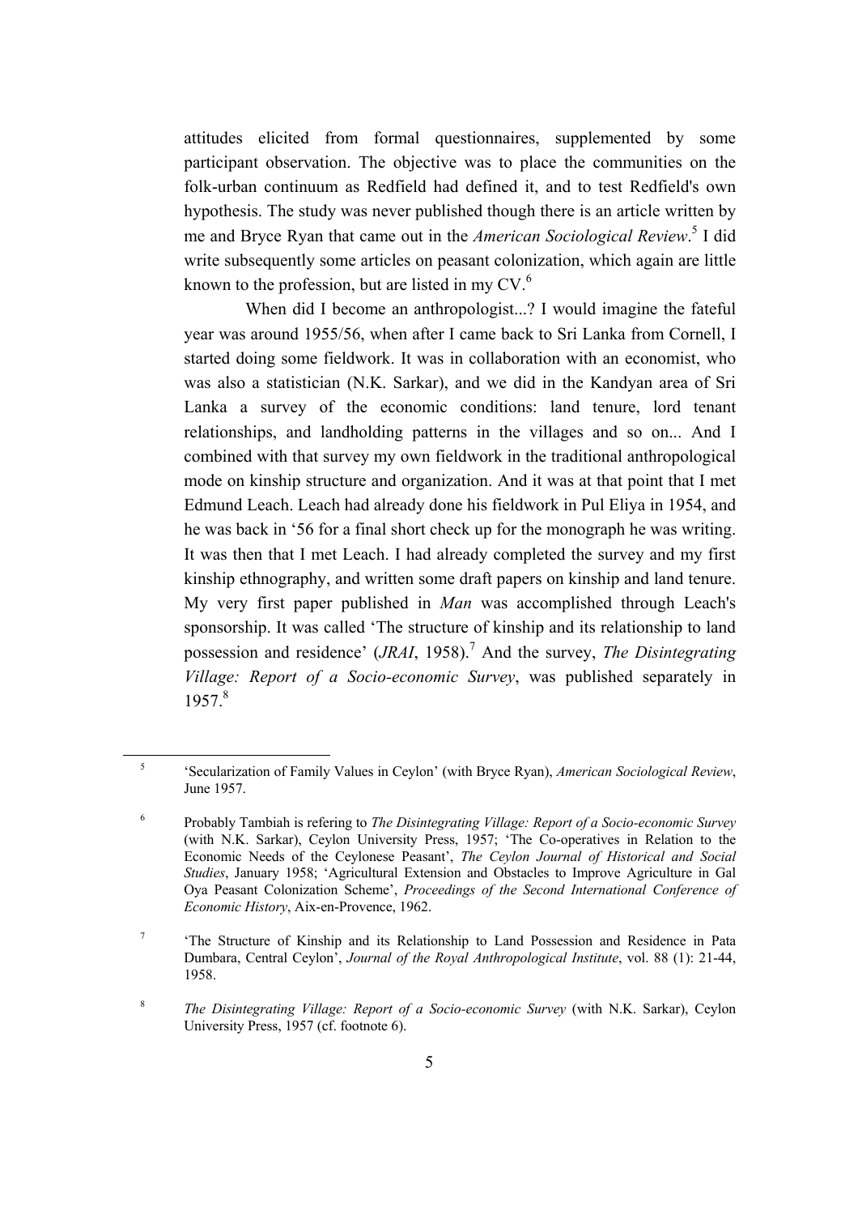attitudes elicited from formal questionnaires, supplemented by some participant observation. The objective was to place the communities on the folk-urban continuum as Redfield had defined it, and to test Redfield's own hypothesis. The study was never published though there is an article written by me and Bryce Ryan that came out in the *American Sociological Review*.[5] I did write subsequently some articles on peasant colonization, which again are little known to the profession, but are listed in my CV.[6]

When did I become an anthropologist...? I would imagine the fateful year was around 1955/56, when after I came back to Sri Lanka from Cornell, I started doing some fieldwork. It was in collaboration with an economist, who was also a statistician (N.K. Sarkar), and we did in the Kandyan area of Sri Lanka a survey of the economic conditions: land tenure, lord tenant relationships, and landholding patterns in the villages and so on... And I combined with that survey my own fieldwork in the traditional anthropological mode on kinship structure and organization. And it was at that point that I met Edmund Leach. Leach had already done his fieldwork in Pul Eliya in 1954, and he was back in '56 for a final short check up for the monograph he was writing. It was then that I met Leach. I had already completed the survey and my first kinship ethnography, and written some draft papers on kinship and land tenure. My very first paper published in *Man* was accomplished through Leach's sponsorship. It was called 'The structure of kinship and its relationship to land possession and residence' (*JRAI*, 1958).[7] And the survey, *The Disintegrating Village: Report of a Socio-economic Survey*, was published separately in 1957.[8]

---

[5] 'Secularization of Family Values in Ceylon' (with Bryce Ryan), *American Sociological Review*, June 1957.

[6] Probably Tambiah is refering to *The Disintegrating Village: Report of a Socio-economic Survey* (with N.K. Sarkar), Ceylon University Press, 1957; 'The Co-operatives in Relation to the Economic Needs of the Ceylonese Peasant', *The Ceylon Journal of Historical and Social Studies*, January 1958; 'Agricultural Extension and Obstacles to Improve Agriculture in Gal Oya Peasant Colonization Scheme', *Proceedings of the Second International Conference of Economic History*, Aix-en-Provence, 1962.

[7] 'The Structure of Kinship and its Relationship to Land Possession and Residence in Pata Dumbara, Central Ceylon', *Journal of the Royal Anthropological Institute*, vol. 88 (1): 21-44, 1958.

[8] *The Disintegrating Village: Report of a Socio-economic Survey* (with N.K. Sarkar), Ceylon University Press, 1957 (cf. footnote 6).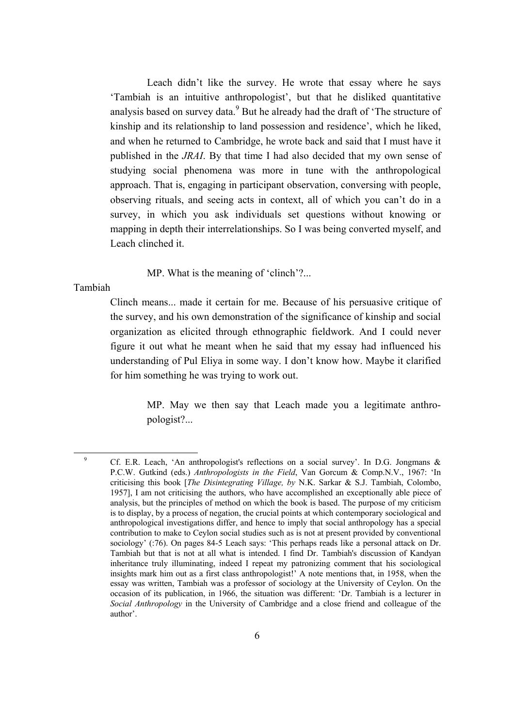Leach didn't like the survey. He wrote that essay where he says 'Tambiah is an intuitive anthropologist', but that he disliked quantitative analysis based on survey data.[9] But he already had the draft of 'The structure of kinship and its relationship to land possession and residence', which he liked, and when he returned to Cambridge, he wrote back and said that I must have it published in the *JRAI*. By that time I had also decided that my own sense of studying social phenomena was more in tune with the anthropological approach. That is, engaging in participant observation, conversing with people, observing rituals, and seeing acts in context, all of which you can't do in a survey, in which you ask individuals set questions without knowing or mapping in depth their interrelationships. So I was being converted myself, and Leach clinched it.

MP. What is the meaning of 'clinch'?...

Tambiah

Clinch means... made it certain for me. Because of his persuasive critique of the survey, and his own demonstration of the significance of kinship and social organization as elicited through ethnographic fieldwork. And I could never figure it out what he meant when he said that my essay had influenced his understanding of Pul Eliya in some way. I don't know how. Maybe it clarified for him something he was trying to work out.

MP. May we then say that Leach made you a legitimate anthropologist?...

---

[9] Cf. E.R. Leach, 'An anthropologist's reflections on a social survey'. In D.G. Jongmans & P.C.W. Gutkind (eds.) *Anthropologists in the Field*, Van Gorcum & Comp.N.V., 1967: 'In criticising this book [*The Disintegrating Village, by* N.K. Sarkar & S.J. Tambiah, Colombo, 1957], I am not criticising the authors, who have accomplished an exceptionally able piece of analysis, but the principles of method on which the book is based. The purpose of my criticism is to display, by a process of negation, the crucial points at which contemporary sociological and anthropological investigations differ, and hence to imply that social anthropology has a special contribution to make to Ceylon social studies such as is not at present provided by conventional sociology' (:76). On pages 84-5 Leach says: 'This perhaps reads like a personal attack on Dr. Tambiah but that is not at all what is intended. I find Dr. Tambiah's discussion of Kandyan inheritance truly illuminating, indeed I repeat my patronizing comment that his sociological insights mark him out as a first class anthropologist!' A note mentions that, in 1958, when the essay was written, Tambiah was a professor of sociology at the University of Ceylon. On the occasion of its publication, in 1966, the situation was different: 'Dr. Tambiah is a lecturer in *Social Anthropology* in the University of Cambridge and a close friend and colleague of the author'.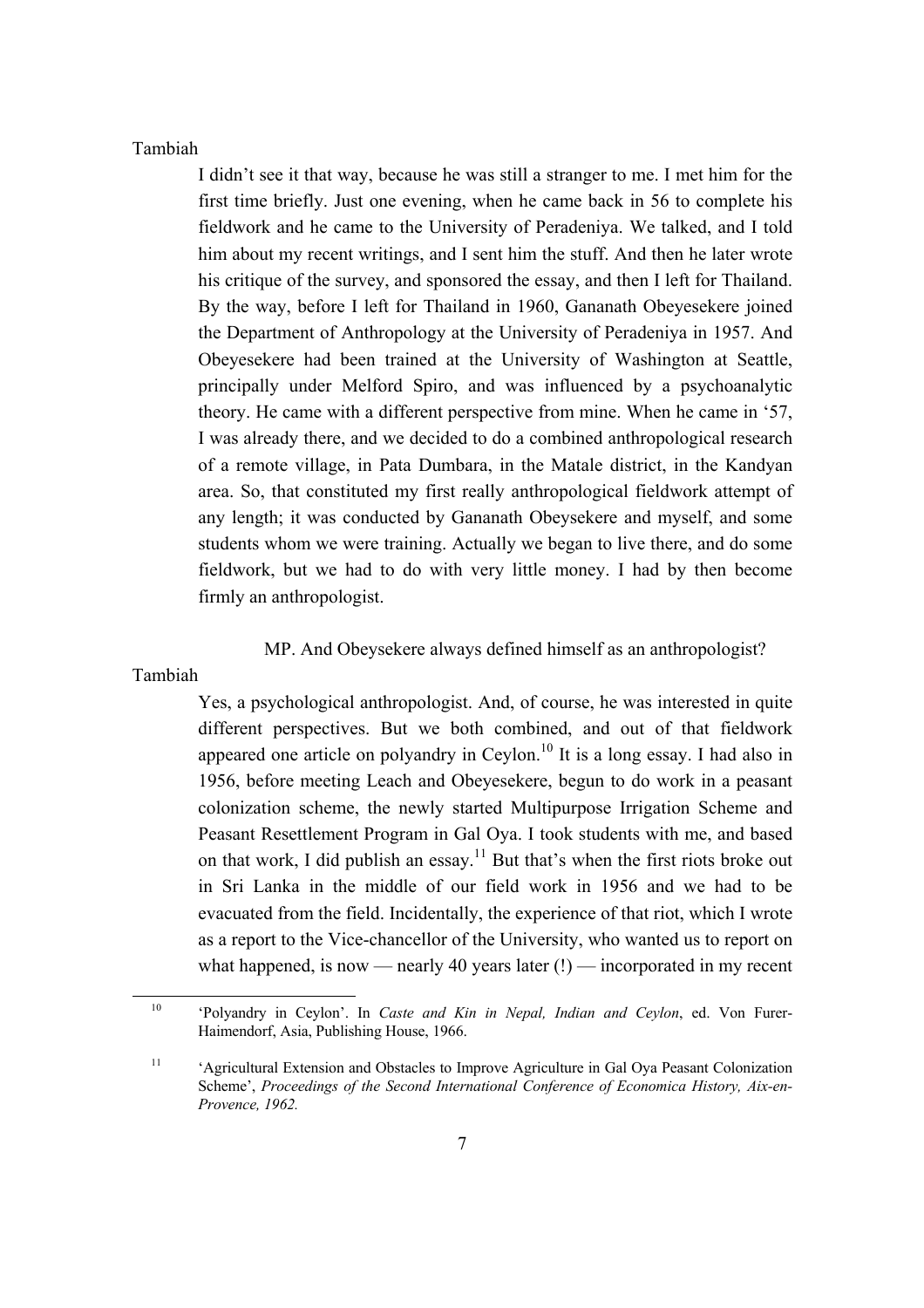Tambiah

I didn't see it that way, because he was still a stranger to me. I met him for the first time briefly. Just one evening, when he came back in 56 to complete his fieldwork and he came to the University of Peradeniya. We talked, and I told him about my recent writings, and I sent him the stuff. And then he later wrote his critique of the survey, and sponsored the essay, and then I left for Thailand. By the way, before I left for Thailand in 1960, Gananath Obeyesekere joined the Department of Anthropology at the University of Peradeniya in 1957. And Obeyesekere had been trained at the University of Washington at Seattle, principally under Melford Spiro, and was influenced by a psychoanalytic theory. He came with a different perspective from mine. When he came in '57, I was already there, and we decided to do a combined anthropological research of a remote village, in Pata Dumbara, in the Matale district, in the Kandyan area. So, that constituted my first really anthropological fieldwork attempt of any length; it was conducted by Gananath Obeysekere and myself, and some students whom we were training. Actually we began to live there, and do some fieldwork, but we had to do with very little money. I had by then become firmly an anthropologist.

MP. And Obeysekere always defined himself as an anthropologist?

Tambiah

Yes, a psychological anthropologist. And, of course, he was interested in quite different perspectives. But we both combined, and out of that fieldwork appeared one article on polyandry in Ceylon.[10] It is a long essay. I had also in 1956, before meeting Leach and Obeyesekere, begun to do work in a peasant colonization scheme, the newly started Multipurpose Irrigation Scheme and Peasant Resettlement Program in Gal Oya. I took students with me, and based on that work, I did publish an essay.[11] But that's when the first riots broke out in Sri Lanka in the middle of our field work in 1956 and we had to be evacuated from the field. Incidentally, the experience of that riot, which I wrote as a report to the Vice-chancellor of the University, who wanted us to report on what happened, is now — nearly 40 years later (!) — incorporated in my recent

---

[10] 'Polyandry in Ceylon'. In *Caste and Kin in Nepal, Indian and Ceylon*, ed. Von Furer-Haimendorf, Asia, Publishing House, 1966.

[11] 'Agricultural Extension and Obstacles to Improve Agriculture in Gal Oya Peasant Colonization Scheme', *Proceedings of the Second International Conference of Economica History, Aix-en-Provence, 1962.*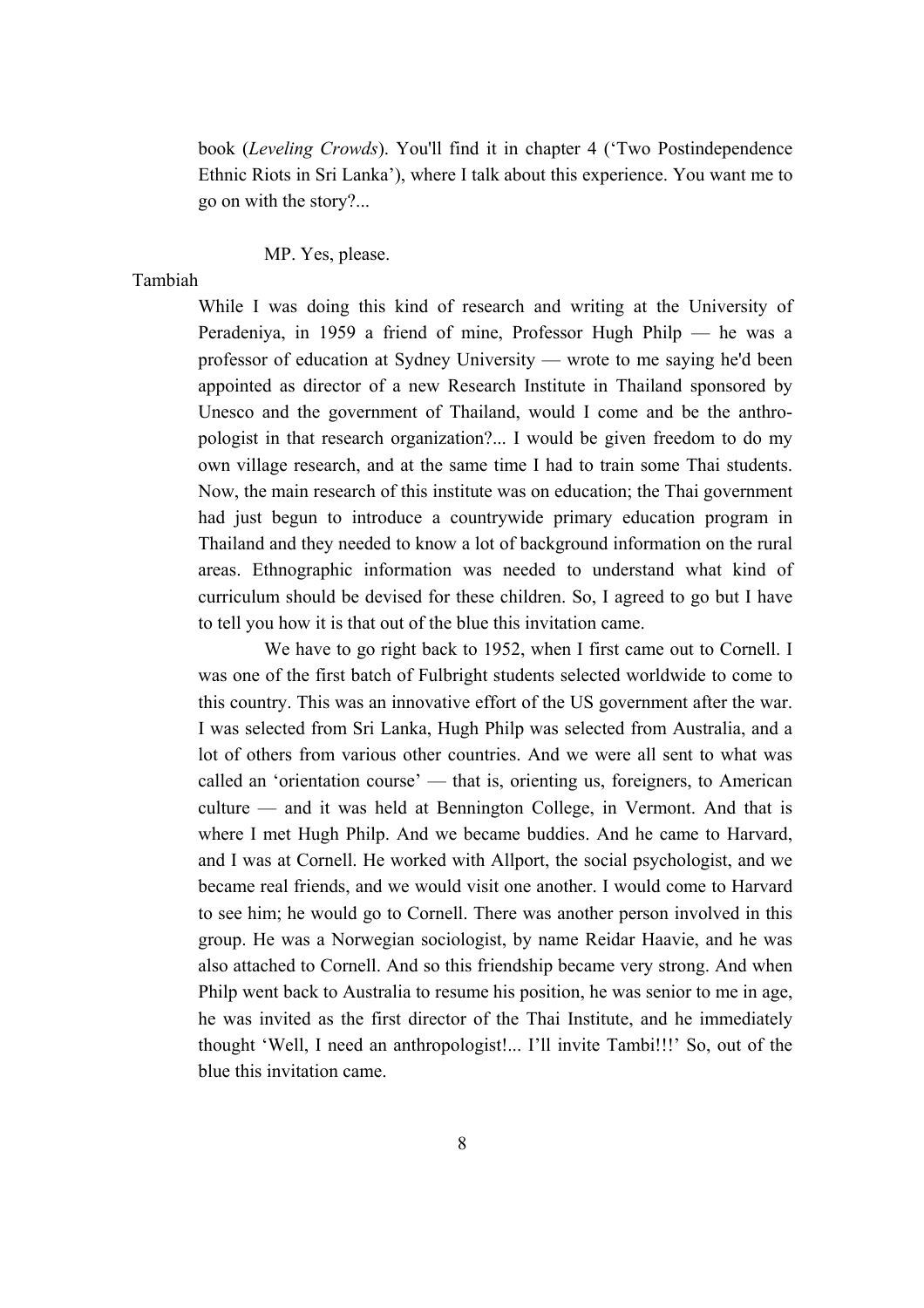book (*Leveling Crowds*). You'll find it in chapter 4 ('Two Postindependence Ethnic Riots in Sri Lanka'), where I talk about this experience. You want me to go on with the story?...

MP. Yes, please.

Tambiah

While I was doing this kind of research and writing at the University of Peradeniya, in 1959 a friend of mine, Professor Hugh Philp — he was a professor of education at Sydney University — wrote to me saying he'd been appointed as director of a new Research Institute in Thailand sponsored by Unesco and the government of Thailand, would I come and be the anthropologist in that research organization?... I would be given freedom to do my own village research, and at the same time I had to train some Thai students. Now, the main research of this institute was on education; the Thai government had just begun to introduce a countrywide primary education program in Thailand and they needed to know a lot of background information on the rural areas. Ethnographic information was needed to understand what kind of curriculum should be devised for these children. So, I agreed to go but I have to tell you how it is that out of the blue this invitation came.

We have to go right back to 1952, when I first came out to Cornell. I was one of the first batch of Fulbright students selected worldwide to come to this country. This was an innovative effort of the US government after the war. I was selected from Sri Lanka, Hugh Philp was selected from Australia, and a lot of others from various other countries. And we were all sent to what was called an 'orientation course' — that is, orienting us, foreigners, to American culture — and it was held at Bennington College, in Vermont. And that is where I met Hugh Philp. And we became buddies. And he came to Harvard, and I was at Cornell. He worked with Allport, the social psychologist, and we became real friends, and we would visit one another. I would come to Harvard to see him; he would go to Cornell. There was another person involved in this group. He was a Norwegian sociologist, by name Reidar Haavie, and he was also attached to Cornell. And so this friendship became very strong. And when Philp went back to Australia to resume his position, he was senior to me in age, he was invited as the first director of the Thai Institute, and he immediately thought 'Well, I need an anthropologist!... I'll invite Tambi!!!' So, out of the blue this invitation came.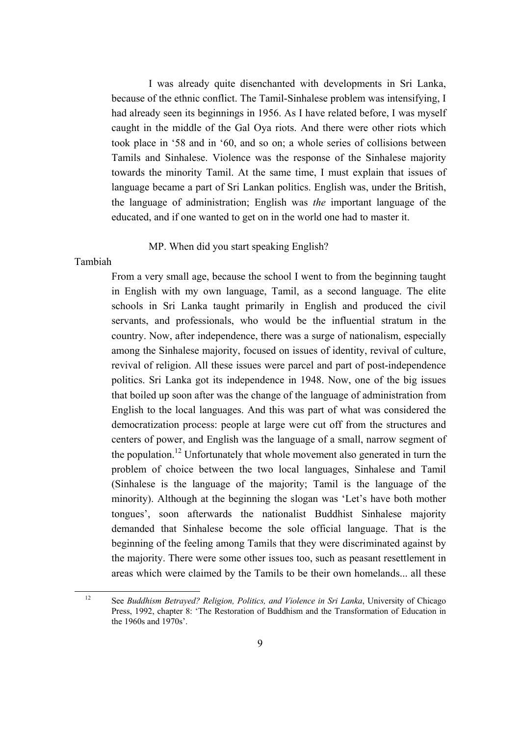I was already quite disenchanted with developments in Sri Lanka, because of the ethnic conflict. The Tamil-Sinhalese problem was intensifying, I had already seen its beginnings in 1956. As I have related before, I was myself caught in the middle of the Gal Oya riots. And there were other riots which took place in '58 and in '60, and so on; a whole series of collisions between Tamils and Sinhalese. Violence was the response of the Sinhalese majority towards the minority Tamil. At the same time, I must explain that issues of language became a part of Sri Lankan politics. English was, under the British, the language of administration; English was *the* important language of the educated, and if one wanted to get on in the world one had to master it.

MP. When did you start speaking English?

Tambiah

From a very small age, because the school I went to from the beginning taught in English with my own language, Tamil, as a second language. The elite schools in Sri Lanka taught primarily in English and produced the civil servants, and professionals, who would be the influential stratum in the country. Now, after independence, there was a surge of nationalism, especially among the Sinhalese majority, focused on issues of identity, revival of culture, revival of religion. All these issues were parcel and part of post-independence politics. Sri Lanka got its independence in 1948. Now, one of the big issues that boiled up soon after was the change of the language of administration from English to the local languages. And this was part of what was considered the democratization process: people at large were cut off from the structures and centers of power, and English was the language of a small, narrow segment of the population.[12] Unfortunately that whole movement also generated in turn the problem of choice between the two local languages, Sinhalese and Tamil (Sinhalese is the language of the majority; Tamil is the language of the minority). Although at the beginning the slogan was 'Let's have both mother tongues', soon afterwards the nationalist Buddhist Sinhalese majority demanded that Sinhalese become the sole official language. That is the beginning of the feeling among Tamils that they were discriminated against by the majority. There were some other issues too, such as peasant resettlement in areas which were claimed by the Tamils to be their own homelands... all these

---

[12] See *Buddhism Betrayed? Religion, Politics, and Violence in Sri Lanka*, University of Chicago Press, 1992, chapter 8: 'The Restoration of Buddhism and the Transformation of Education in the 1960s and 1970s'.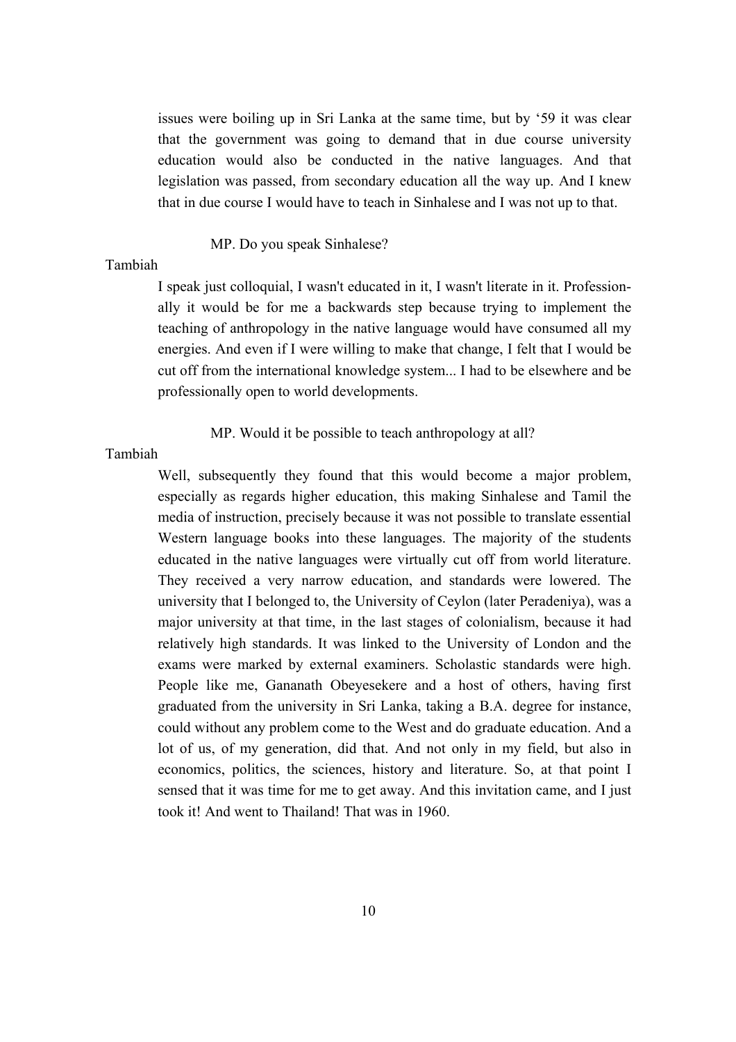issues were boiling up in Sri Lanka at the same time, but by '59 it was clear that the government was going to demand that in due course university education would also be conducted in the native languages. And that legislation was passed, from secondary education all the way up. And I knew that in due course I would have to teach in Sinhalese and I was not up to that.

MP. Do you speak Sinhalese?

Tambiah

I speak just colloquial, I wasn't educated in it, I wasn't literate in it. Professionally it would be for me a backwards step because trying to implement the teaching of anthropology in the native language would have consumed all my energies. And even if I were willing to make that change, I felt that I would be cut off from the international knowledge system... I had to be elsewhere and be professionally open to world developments.

MP. Would it be possible to teach anthropology at all?

Tambiah

Well, subsequently they found that this would become a major problem, especially as regards higher education, this making Sinhalese and Tamil the media of instruction, precisely because it was not possible to translate essential Western language books into these languages. The majority of the students educated in the native languages were virtually cut off from world literature. They received a very narrow education, and standards were lowered. The university that I belonged to, the University of Ceylon (later Peradeniya), was a major university at that time, in the last stages of colonialism, because it had relatively high standards. It was linked to the University of London and the exams were marked by external examiners. Scholastic standards were high. People like me, Gananath Obeyesekere and a host of others, having first graduated from the university in Sri Lanka, taking a B.A. degree for instance, could without any problem come to the West and do graduate education. And a lot of us, of my generation, did that. And not only in my field, but also in economics, politics, the sciences, history and literature. So, at that point I sensed that it was time for me to get away. And this invitation came, and I just took it! And went to Thailand! That was in 1960.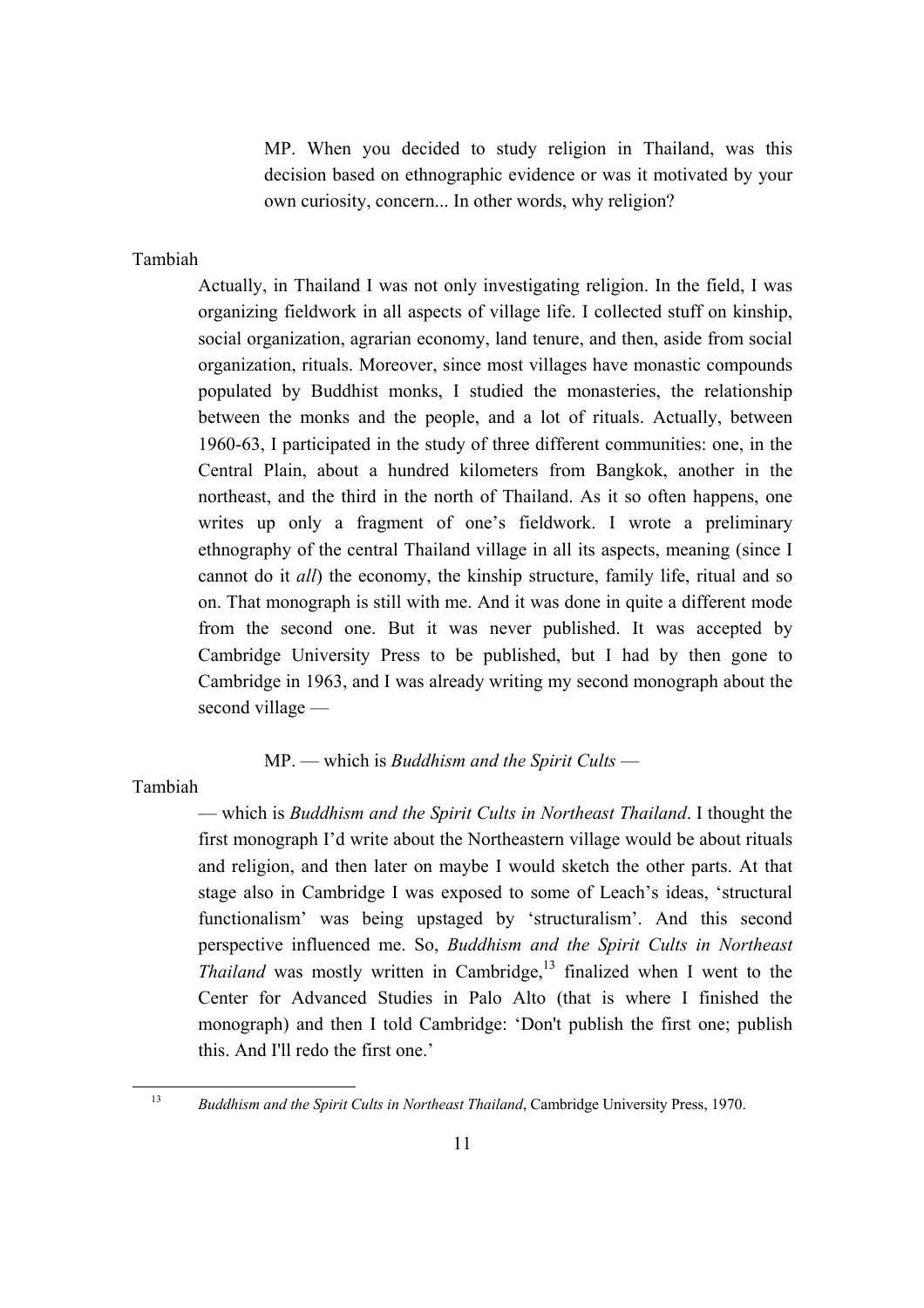MP. When you decided to study religion in Thailand, was this decision based on ethnographic evidence or was it motivated by your own curiosity, concern... In other words, why religion?

Tambiah

Actually, in Thailand I was not only investigating religion. In the field, I was organizing fieldwork in all aspects of village life. I collected stuff on kinship, social organization, agrarian economy, land tenure, and then, aside from social organization, rituals. Moreover, since most villages have monastic compounds populated by Buddhist monks, I studied the monasteries, the relationship between the monks and the people, and a lot of rituals. Actually, between 1960-63, I participated in the study of three different communities: one, in the Central Plain, about a hundred kilometers from Bangkok, another in the northeast, and the third in the north of Thailand. As it so often happens, one writes up only a fragment of one's fieldwork. I wrote a preliminary ethnography of the central Thailand village in all its aspects, meaning (since I cannot do it *all*) the economy, the kinship structure, family life, ritual and so on. That monograph is still with me. And it was done in quite a different mode from the second one. But it was never published. It was accepted by Cambridge University Press to be published, but I had by then gone to Cambridge in 1963, and I was already writing my second monograph about the second village —

MP. — which is *Buddhism and the Spirit Cults* —

Tambiah

— which is *Buddhism and the Spirit Cults in Northeast Thailand*. I thought the first monograph I'd write about the Northeastern village would be about rituals and religion, and then later on maybe I would sketch the other parts. At that stage also in Cambridge I was exposed to some of Leach's ideas, 'structural functionalism' was being upstaged by 'structuralism'. And this second perspective influenced me. So, *Buddhism and the Spirit Cults in Northeast Thailand* was mostly written in Cambridge,[13] finalized when I went to the Center for Advanced Studies in Palo Alto (that is where I finished the monograph) and then I told Cambridge: 'Don't publish the first one; publish this. And I'll redo the first one.'

[13] *Buddhism and the Spirit Cults in Northeast Thailand*, Cambridge University Press, 1970.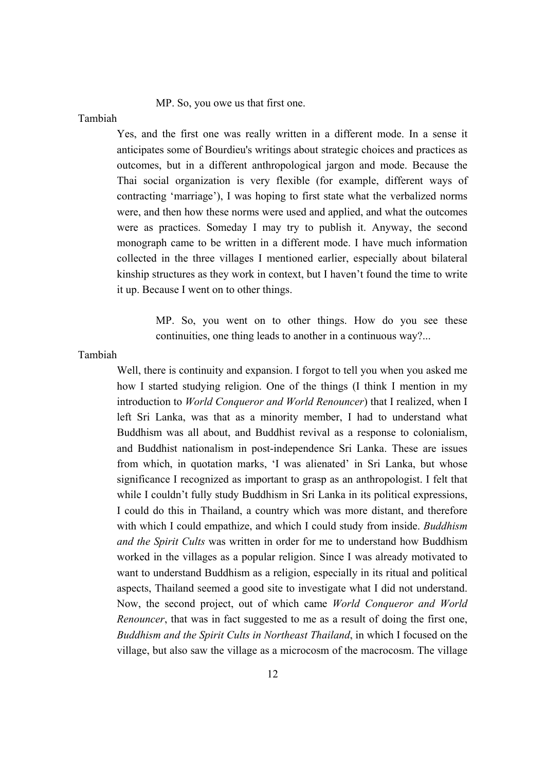MP. So, you owe us that first one.

Tambiah

Yes, and the first one was really written in a different mode. In a sense it anticipates some of Bourdieu's writings about strategic choices and practices as outcomes, but in a different anthropological jargon and mode. Because the Thai social organization is very flexible (for example, different ways of contracting 'marriage'), I was hoping to first state what the verbalized norms were, and then how these norms were used and applied, and what the outcomes were as practices. Someday I may try to publish it. Anyway, the second monograph came to be written in a different mode. I have much information collected in the three villages I mentioned earlier, especially about bilateral kinship structures as they work in context, but I haven't found the time to write it up. Because I went on to other things.

MP. So, you went on to other things. How do you see these continuities, one thing leads to another in a continuous way?...

Tambiah

Well, there is continuity and expansion. I forgot to tell you when you asked me how I started studying religion. One of the things (I think I mention in my introduction to *World Conqueror and World Renouncer*) that I realized, when I left Sri Lanka, was that as a minority member, I had to understand what Buddhism was all about, and Buddhist revival as a response to colonialism, and Buddhist nationalism in post-independence Sri Lanka. These are issues from which, in quotation marks, 'I was alienated' in Sri Lanka, but whose significance I recognized as important to grasp as an anthropologist. I felt that while I couldn't fully study Buddhism in Sri Lanka in its political expressions, I could do this in Thailand, a country which was more distant, and therefore with which I could empathize, and which I could study from inside. *Buddhism and the Spirit Cults* was written in order for me to understand how Buddhism worked in the villages as a popular religion. Since I was already motivated to want to understand Buddhism as a religion, especially in its ritual and political aspects, Thailand seemed a good site to investigate what I did not understand. Now, the second project, out of which came *World Conqueror and World Renouncer*, that was in fact suggested to me as a result of doing the first one, *Buddhism and the Spirit Cults in Northeast Thailand*, in which I focused on the village, but also saw the village as a microcosm of the macrocosm. The village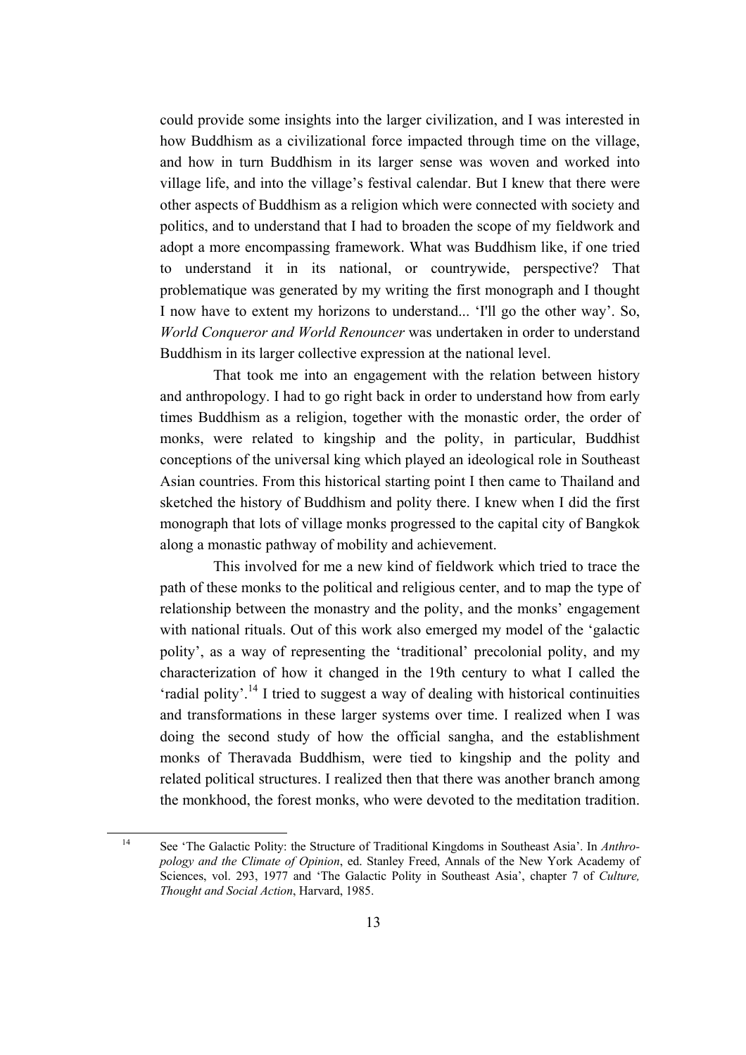could provide some insights into the larger civilization, and I was interested in how Buddhism as a civilizational force impacted through time on the village, and how in turn Buddhism in its larger sense was woven and worked into village life, and into the village's festival calendar. But I knew that there were other aspects of Buddhism as a religion which were connected with society and politics, and to understand that I had to broaden the scope of my fieldwork and adopt a more encompassing framework. What was Buddhism like, if one tried to understand it in its national, or countrywide, perspective? That problematique was generated by my writing the first monograph and I thought I now have to extent my horizons to understand... 'I'll go the other way'. So, *World Conqueror and World Renouncer* was undertaken in order to understand Buddhism in its larger collective expression at the national level.

That took me into an engagement with the relation between history and anthropology. I had to go right back in order to understand how from early times Buddhism as a religion, together with the monastic order, the order of monks, were related to kingship and the polity, in particular, Buddhist conceptions of the universal king which played an ideological role in Southeast Asian countries. From this historical starting point I then came to Thailand and sketched the history of Buddhism and polity there. I knew when I did the first monograph that lots of village monks progressed to the capital city of Bangkok along a monastic pathway of mobility and achievement.

This involved for me a new kind of fieldwork which tried to trace the path of these monks to the political and religious center, and to map the type of relationship between the monastry and the polity, and the monks' engagement with national rituals. Out of this work also emerged my model of the 'galactic polity', as a way of representing the 'traditional' precolonial polity, and my characterization of how it changed in the 19th century to what I called the 'radial polity'.[14] I tried to suggest a way of dealing with historical continuities and transformations in these larger systems over time. I realized when I was doing the second study of how the official sangha, and the establishment monks of Theravada Buddhism, were tied to kingship and the polity and related political structures. I realized then that there was another branch among the monkhood, the forest monks, who were devoted to the meditation tradition.

---

[14] See 'The Galactic Polity: the Structure of Traditional Kingdoms in Southeast Asia'. In *Anthropology and the Climate of Opinion*, ed. Stanley Freed, Annals of the New York Academy of Sciences, vol. 293, 1977 and 'The Galactic Polity in Southeast Asia', chapter 7 of *Culture, Thought and Social Action*, Harvard, 1985.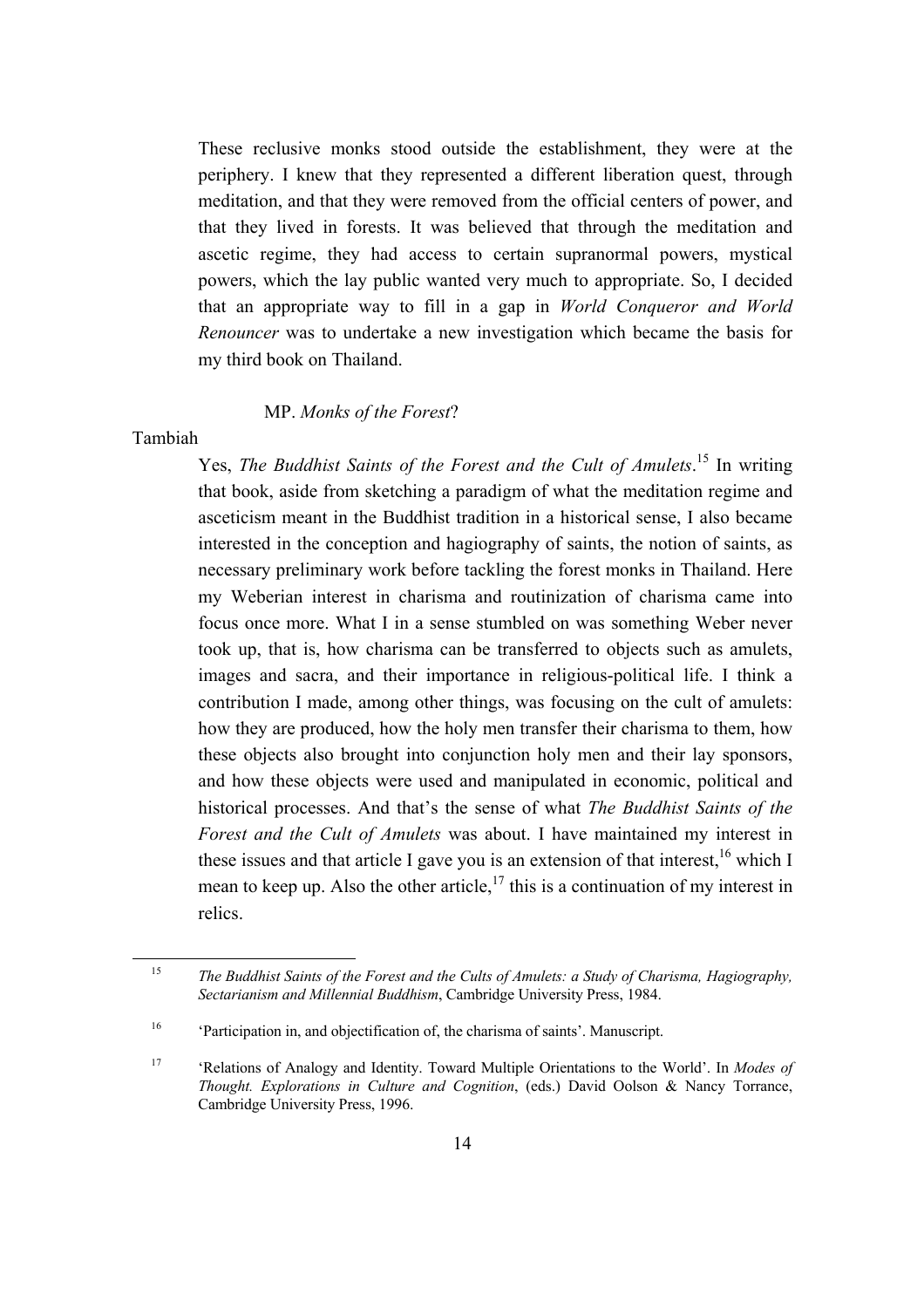These reclusive monks stood outside the establishment, they were at the periphery. I knew that they represented a different liberation quest, through meditation, and that they were removed from the official centers of power, and that they lived in forests. It was believed that through the meditation and ascetic regime, they had access to certain supranormal powers, mystical powers, which the lay public wanted very much to appropriate. So, I decided that an appropriate way to fill in a gap in *World Conqueror and World Renouncer* was to undertake a new investigation which became the basis for my third book on Thailand.

MP. *Monks of the Forest*?

Tambiah

Yes, *The Buddhist Saints of the Forest and the Cult of Amulets*.[15] In writing that book, aside from sketching a paradigm of what the meditation regime and asceticism meant in the Buddhist tradition in a historical sense, I also became interested in the conception and hagiography of saints, the notion of saints, as necessary preliminary work before tackling the forest monks in Thailand. Here my Weberian interest in charisma and routinization of charisma came into focus once more. What I in a sense stumbled on was something Weber never took up, that is, how charisma can be transferred to objects such as amulets, images and sacra, and their importance in religious-political life. I think a contribution I made, among other things, was focusing on the cult of amulets: how they are produced, how the holy men transfer their charisma to them, how these objects also brought into conjunction holy men and their lay sponsors, and how these objects were used and manipulated in economic, political and historical processes. And that's the sense of what *The Buddhist Saints of the Forest and the Cult of Amulets* was about. I have maintained my interest in these issues and that article I gave you is an extension of that interest,[16] which I mean to keep up. Also the other article,[17] this is a continuation of my interest in relics.

---

[15] *The Buddhist Saints of the Forest and the Cults of Amulets: a Study of Charisma, Hagiography, Sectarianism and Millennial Buddhism*, Cambridge University Press, 1984.

[16] 'Participation in, and objectification of, the charisma of saints'. Manuscript.

[17] 'Relations of Analogy and Identity. Toward Multiple Orientations to the World'. In *Modes of Thought. Explorations in Culture and Cognition*, (eds.) David Oolson & Nancy Torrance, Cambridge University Press, 1996.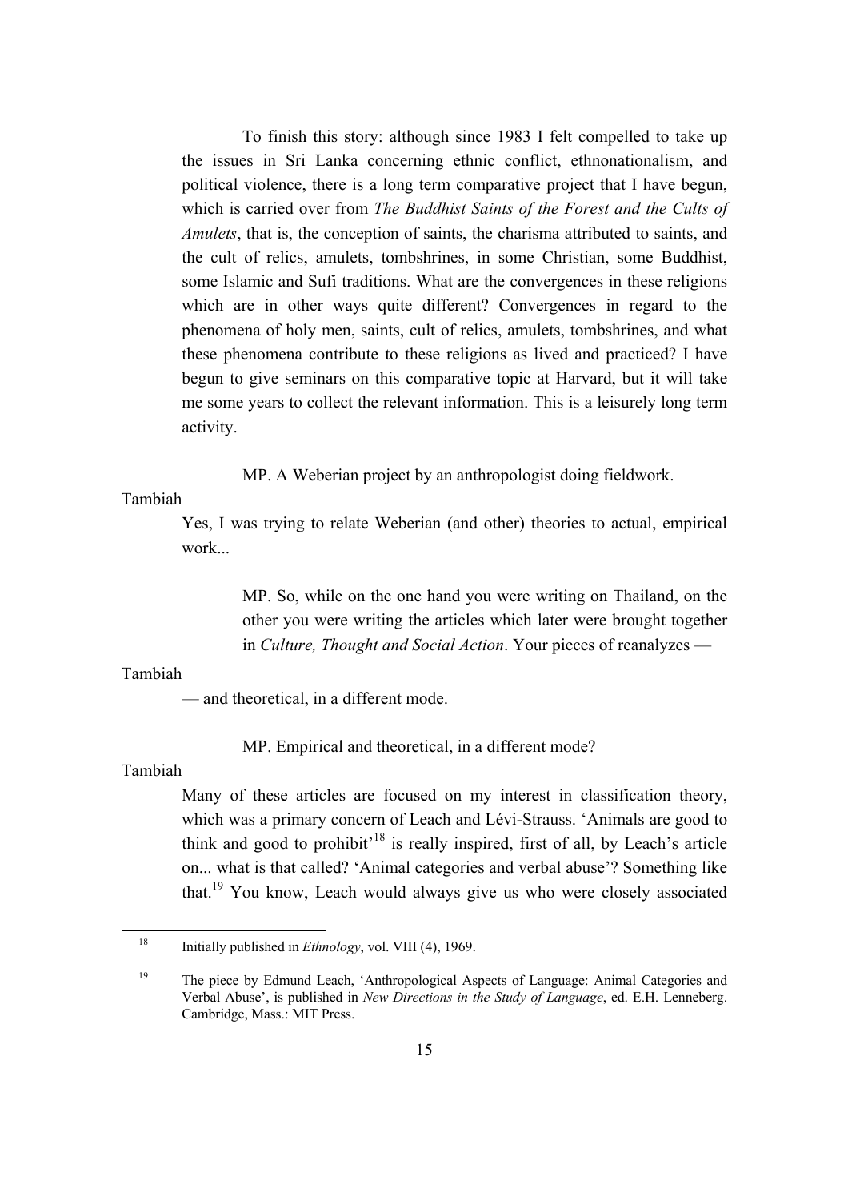To finish this story: although since 1983 I felt compelled to take up the issues in Sri Lanka concerning ethnic conflict, ethnonationalism, and political violence, there is a long term comparative project that I have begun, which is carried over from *The Buddhist Saints of the Forest and the Cults of Amulets*, that is, the conception of saints, the charisma attributed to saints, and the cult of relics, amulets, tombshrines, in some Christian, some Buddhist, some Islamic and Sufi traditions. What are the convergences in these religions which are in other ways quite different? Convergences in regard to the phenomena of holy men, saints, cult of relics, amulets, tombshrines, and what these phenomena contribute to these religions as lived and practiced? I have begun to give seminars on this comparative topic at Harvard, but it will take me some years to collect the relevant information. This is a leisurely long term activity.

MP. A Weberian project by an anthropologist doing fieldwork.

Tambiah

Yes, I was trying to relate Weberian (and other) theories to actual, empirical work...

MP. So, while on the one hand you were writing on Thailand, on the other you were writing the articles which later were brought together in *Culture, Thought and Social Action*. Your pieces of reanalyzes —

Tambiah

— and theoretical, in a different mode.

MP. Empirical and theoretical, in a different mode?

Tambiah

Many of these articles are focused on my interest in classification theory, which was a primary concern of Leach and Lévi-Strauss. 'Animals are good to think and good to prohibit'[18] is really inspired, first of all, by Leach's article on... what is that called? 'Animal categories and verbal abuse'? Something like that.[19] You know, Leach would always give us who were closely associated

---

[18] Initially published in *Ethnology*, vol. VIII (4), 1969.

[19] The piece by Edmund Leach, 'Anthropological Aspects of Language: Animal Categories and Verbal Abuse', is published in *New Directions in the Study of Language*, ed. E.H. Lenneberg. Cambridge, Mass.: MIT Press.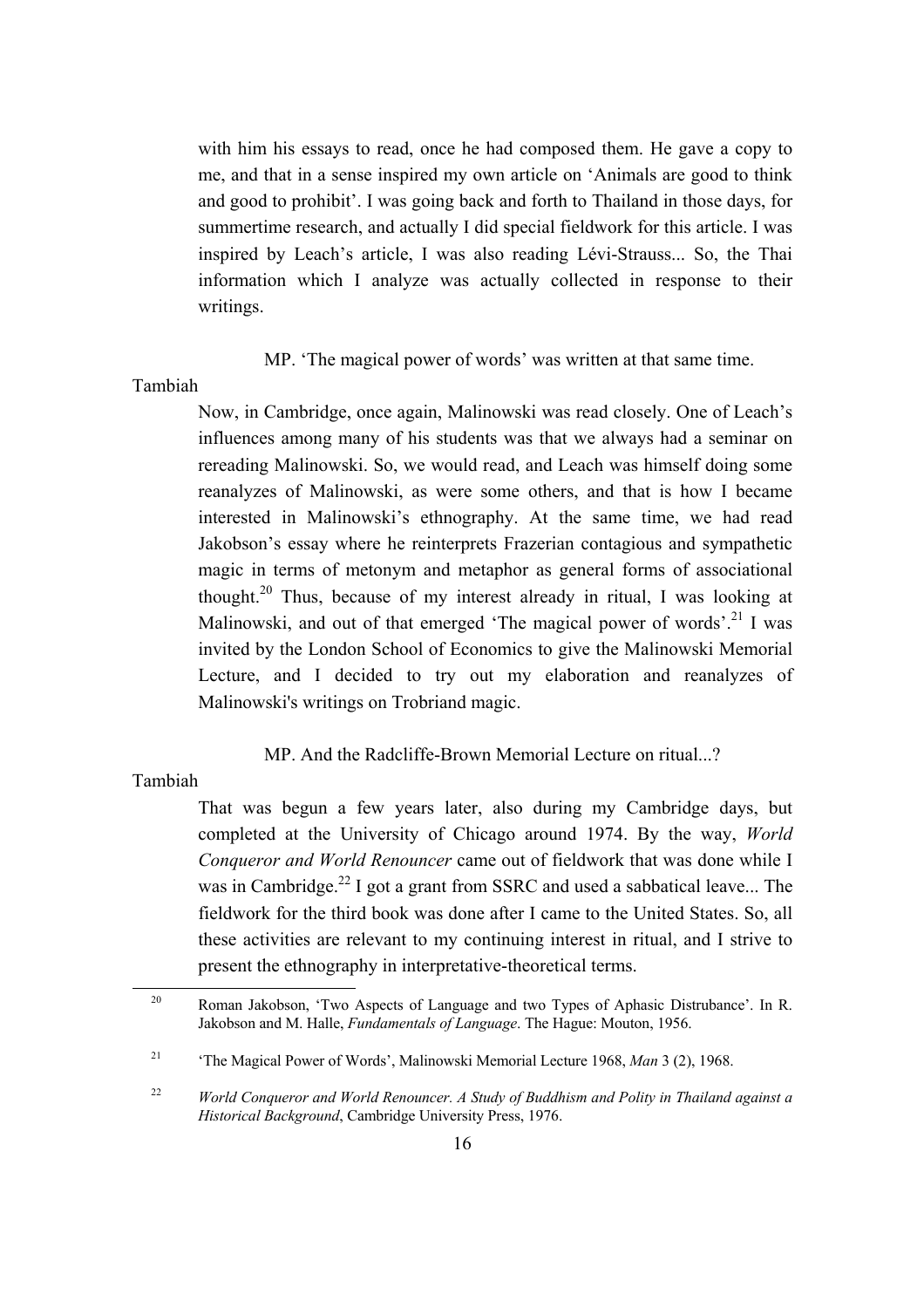with him his essays to read, once he had composed them. He gave a copy to me, and that in a sense inspired my own article on 'Animals are good to think and good to prohibit'. I was going back and forth to Thailand in those days, for summertime research, and actually I did special fieldwork for this article. I was inspired by Leach's article, I was also reading Lévi-Strauss... So, the Thai information which I analyze was actually collected in response to their writings.

MP. 'The magical power of words' was written at that same time.

Tambiah

Now, in Cambridge, once again, Malinowski was read closely. One of Leach's influences among many of his students was that we always had a seminar on rereading Malinowski. So, we would read, and Leach was himself doing some reanalyzes of Malinowski, as were some others, and that is how I became interested in Malinowski's ethnography. At the same time, we had read Jakobson's essay where he reinterprets Frazerian contagious and sympathetic magic in terms of metonym and metaphor as general forms of associational thought.[20] Thus, because of my interest already in ritual, I was looking at Malinowski, and out of that emerged 'The magical power of words'.[21] I was invited by the London School of Economics to give the Malinowski Memorial Lecture, and I decided to try out my elaboration and reanalyzes of Malinowski's writings on Trobriand magic.

MP. And the Radcliffe-Brown Memorial Lecture on ritual...?

Tambiah

That was begun a few years later, also during my Cambridge days, but completed at the University of Chicago around 1974. By the way, *World Conqueror and World Renouncer* came out of fieldwork that was done while I was in Cambridge.[22] I got a grant from SSRC and used a sabbatical leave... The fieldwork for the third book was done after I came to the United States. So, all these activities are relevant to my continuing interest in ritual, and I strive to present the ethnography in interpretative-theoretical terms.

---

[20] Roman Jakobson, 'Two Aspects of Language and two Types of Aphasic Distrubance'. In R. Jakobson and M. Halle, *Fundamentals of Language*. The Hague: Mouton, 1956.

[21] 'The Magical Power of Words', Malinowski Memorial Lecture 1968, *Man* 3 (2), 1968.

[22] *World Conqueror and World Renouncer. A Study of Buddhism and Polity in Thailand against a Historical Background*, Cambridge University Press, 1976.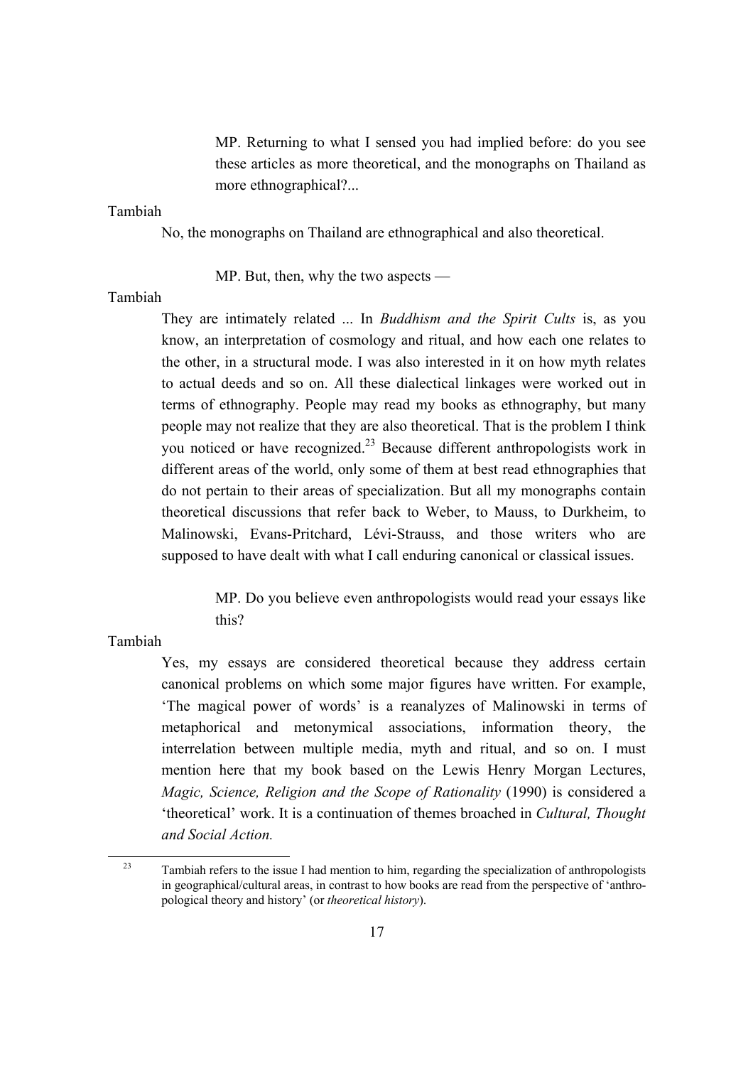MP. Returning to what I sensed you had implied before: do you see these articles as more theoretical, and the monographs on Thailand as more ethnographical?...

Tambiah

No, the monographs on Thailand are ethnographical and also theoretical.

MP. But, then, why the two aspects —

Tambiah

They are intimately related ... In *Buddhism and the Spirit Cults* is, as you know, an interpretation of cosmology and ritual, and how each one relates to the other, in a structural mode. I was also interested in it on how myth relates to actual deeds and so on. All these dialectical linkages were worked out in terms of ethnography. People may read my books as ethnography, but many people may not realize that they are also theoretical. That is the problem I think you noticed or have recognized.[23] Because different anthropologists work in different areas of the world, only some of them at best read ethnographies that do not pertain to their areas of specialization. But all my monographs contain theoretical discussions that refer back to Weber, to Mauss, to Durkheim, to Malinowski, Evans-Pritchard, Lévi-Strauss, and those writers who are supposed to have dealt with what I call enduring canonical or classical issues.

MP. Do you believe even anthropologists would read your essays like this?

Tambiah

Yes, my essays are considered theoretical because they address certain canonical problems on which some major figures have written. For example, 'The magical power of words' is a reanalyzes of Malinowski in terms of metaphorical and metonymical associations, information theory, the interrelation between multiple media, myth and ritual, and so on. I must mention here that my book based on the Lewis Henry Morgan Lectures, *Magic, Science, Religion and the Scope of Rationality* (1990) is considered a 'theoretical' work. It is a continuation of themes broached in *Cultural, Thought and Social Action.*

---

[23] Tambiah refers to the issue I had mention to him, regarding the specialization of anthropologists in geographical/cultural areas, in contrast to how books are read from the perspective of 'anthropological theory and history' (or *theoretical history*).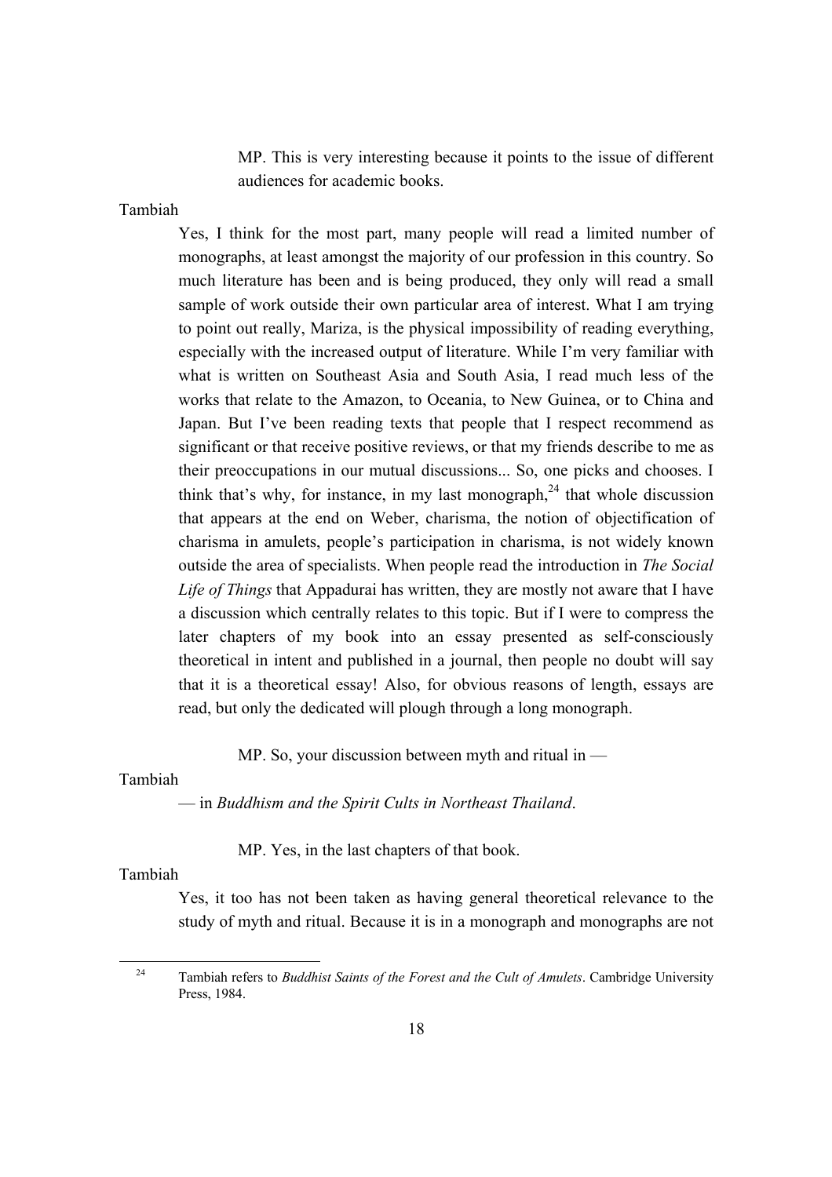MP. This is very interesting because it points to the issue of different audiences for academic books.

Tambiah

Yes, I think for the most part, many people will read a limited number of monographs, at least amongst the majority of our profession in this country. So much literature has been and is being produced, they only will read a small sample of work outside their own particular area of interest. What I am trying to point out really, Mariza, is the physical impossibility of reading everything, especially with the increased output of literature. While I'm very familiar with what is written on Southeast Asia and South Asia, I read much less of the works that relate to the Amazon, to Oceania, to New Guinea, or to China and Japan. But I've been reading texts that people that I respect recommend as significant or that receive positive reviews, or that my friends describe to me as their preoccupations in our mutual discussions... So, one picks and chooses. I think that's why, for instance, in my last monograph,[24] that whole discussion that appears at the end on Weber, charisma, the notion of objectification of charisma in amulets, people's participation in charisma, is not widely known outside the area of specialists. When people read the introduction in *The Social Life of Things* that Appadurai has written, they are mostly not aware that I have a discussion which centrally relates to this topic. But if I were to compress the later chapters of my book into an essay presented as self-consciously theoretical in intent and published in a journal, then people no doubt will say that it is a theoretical essay! Also, for obvious reasons of length, essays are read, but only the dedicated will plough through a long monograph.

MP. So, your discussion between myth and ritual in —

Tambiah

— in *Buddhism and the Spirit Cults in Northeast Thailand*.

MP. Yes, in the last chapters of that book.

Tambiah

Yes, it too has not been taken as having general theoretical relevance to the study of myth and ritual. Because it is in a monograph and monographs are not

[24] Tambiah refers to *Buddhist Saints of the Forest and the Cult of Amulets*. Cambridge University Press, 1984.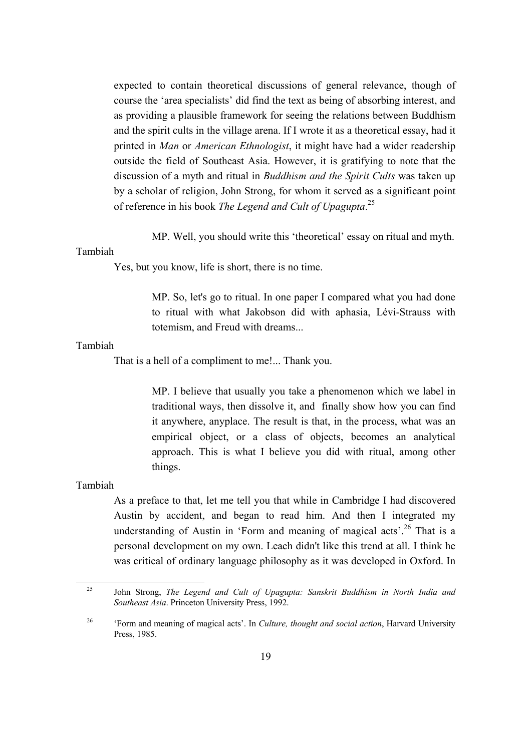expected to contain theoretical discussions of general relevance, though of course the 'area specialists' did find the text as being of absorbing interest, and as providing a plausible framework for seeing the relations between Buddhism and the spirit cults in the village arena. If I wrote it as a theoretical essay, had it printed in *Man* or *American Ethnologist*, it might have had a wider readership outside the field of Southeast Asia. However, it is gratifying to note that the discussion of a myth and ritual in *Buddhism and the Spirit Cults* was taken up by a scholar of religion, John Strong, for whom it served as a significant point of reference in his book *The Legend and Cult of Upagupta*.[25]

> MP. Well, you should write this 'theoretical' essay on ritual and myth.

Tambiah

Yes, but you know, life is short, there is no time.

> MP. So, let's go to ritual. In one paper I compared what you had done to ritual with what Jakobson did with aphasia, Lévi-Strauss with totemism, and Freud with dreams...

Tambiah

That is a hell of a compliment to me!... Thank you.

> MP. I believe that usually you take a phenomenon which we label in traditional ways, then dissolve it, and finally show how you can find it anywhere, anyplace. The result is that, in the process, what was an empirical object, or a class of objects, becomes an analytical approach. This is what I believe you did with ritual, among other things.

Tambiah

As a preface to that, let me tell you that while in Cambridge I had discovered Austin by accident, and began to read him. And then I integrated my understanding of Austin in 'Form and meaning of magical acts'.[26] That is a personal development on my own. Leach didn't like this trend at all. I think he was critical of ordinary language philosophy as it was developed in Oxford. In

---

[25] John Strong, *The Legend and Cult of Upagupta: Sanskrit Buddhism in North India and Southeast Asia*. Princeton University Press, 1992.

[26] 'Form and meaning of magical acts'. In *Culture, thought and social action*, Harvard University Press, 1985.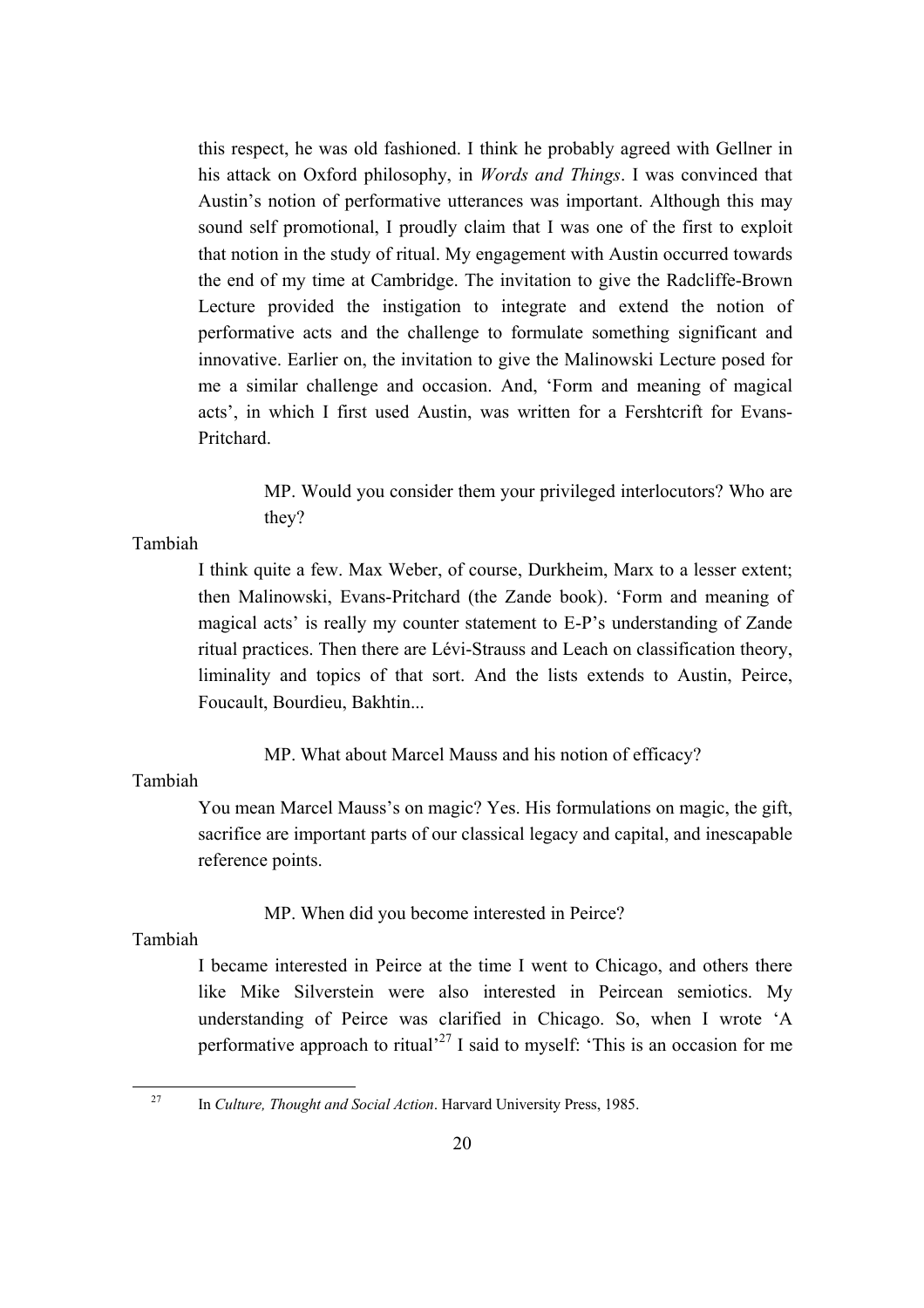this respect, he was old fashioned. I think he probably agreed with Gellner in his attack on Oxford philosophy, in *Words and Things*. I was convinced that Austin's notion of performative utterances was important. Although this may sound self promotional, I proudly claim that I was one of the first to exploit that notion in the study of ritual. My engagement with Austin occurred towards the end of my time at Cambridge. The invitation to give the Radcliffe-Brown Lecture provided the instigation to integrate and extend the notion of performative acts and the challenge to formulate something significant and innovative. Earlier on, the invitation to give the Malinowski Lecture posed for me a similar challenge and occasion. And, 'Form and meaning of magical acts', in which I first used Austin, was written for a Fershtcrift for Evans-Pritchard.

> MP. Would you consider them your privileged interlocutors? Who are they?

Tambiah

I think quite a few. Max Weber, of course, Durkheim, Marx to a lesser extent; then Malinowski, Evans-Pritchard (the Zande book). 'Form and meaning of magical acts' is really my counter statement to E-P's understanding of Zande ritual practices. Then there are Lévi-Strauss and Leach on classification theory, liminality and topics of that sort. And the lists extends to Austin, Peirce, Foucault, Bourdieu, Bakhtin...

> MP. What about Marcel Mauss and his notion of efficacy?

Tambiah

You mean Marcel Mauss's on magic? Yes. His formulations on magic, the gift, sacrifice are important parts of our classical legacy and capital, and inescapable reference points.

> MP. When did you become interested in Peirce?

Tambiah

I became interested in Peirce at the time I went to Chicago, and others there like Mike Silverstein were also interested in Peircean semiotics. My understanding of Peirce was clarified in Chicago. So, when I wrote 'A performative approach to ritual'[27] I said to myself: 'This is an occasion for me

[27] In *Culture, Thought and Social Action*. Harvard University Press, 1985.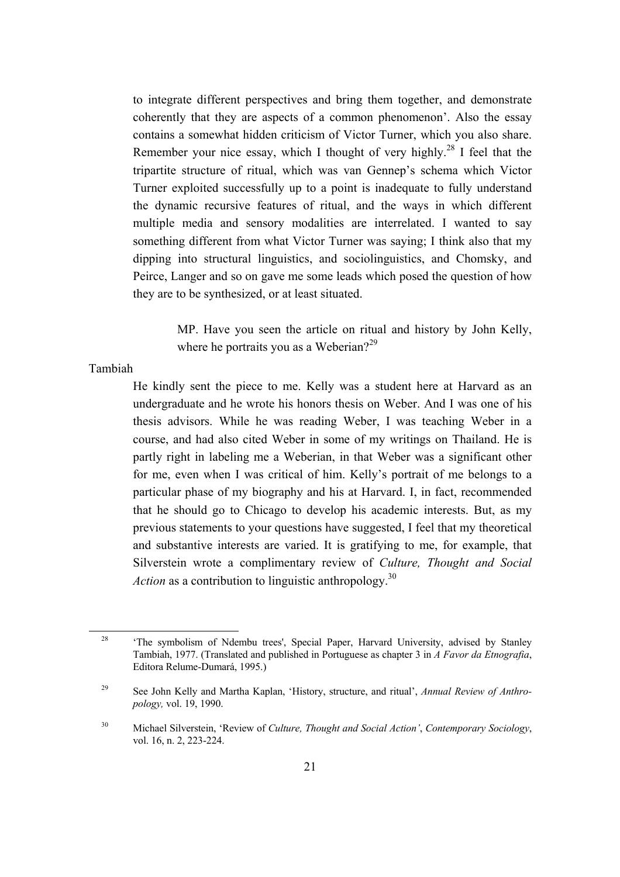to integrate different perspectives and bring them together, and demonstrate coherently that they are aspects of a common phenomenon'. Also the essay contains a somewhat hidden criticism of Victor Turner, which you also share. Remember your nice essay, which I thought of very highly.[28] I feel that the tripartite structure of ritual, which was van Gennep's schema which Victor Turner exploited successfully up to a point is inadequate to fully understand the dynamic recursive features of ritual, and the ways in which different multiple media and sensory modalities are interrelated. I wanted to say something different from what Victor Turner was saying; I think also that my dipping into structural linguistics, and sociolinguistics, and Chomsky, and Peirce, Langer and so on gave me some leads which posed the question of how they are to be synthesized, or at least situated.

> MP. Have you seen the article on ritual and history by John Kelly, where he portraits you as a Weberian?[29]

Tambiah

He kindly sent the piece to me. Kelly was a student here at Harvard as an undergraduate and he wrote his honors thesis on Weber. And I was one of his thesis advisors. While he was reading Weber, I was teaching Weber in a course, and had also cited Weber in some of my writings on Thailand. He is partly right in labeling me a Weberian, in that Weber was a significant other for me, even when I was critical of him. Kelly's portrait of me belongs to a particular phase of my biography and his at Harvard. I, in fact, recommended that he should go to Chicago to develop his academic interests. But, as my previous statements to your questions have suggested, I feel that my theoretical and substantive interests are varied. It is gratifying to me, for example, that Silverstein wrote a complimentary review of *Culture, Thought and Social Action* as a contribution to linguistic anthropology.[30]

---

[28] 'The symbolism of Ndembu trees', Special Paper, Harvard University, advised by Stanley Tambiah, 1977. (Translated and published in Portuguese as chapter 3 in *A Favor da Etnografia*, Editora Relume-Dumará, 1995.)

[29] See John Kelly and Martha Kaplan, 'History, structure, and ritual', *Annual Review of Anthropology,* vol. 19, 1990.

[30] Michael Silverstein, 'Review of *Culture, Thought and Social Action'*, *Contemporary Sociology*, vol. 16, n. 2, 223-224.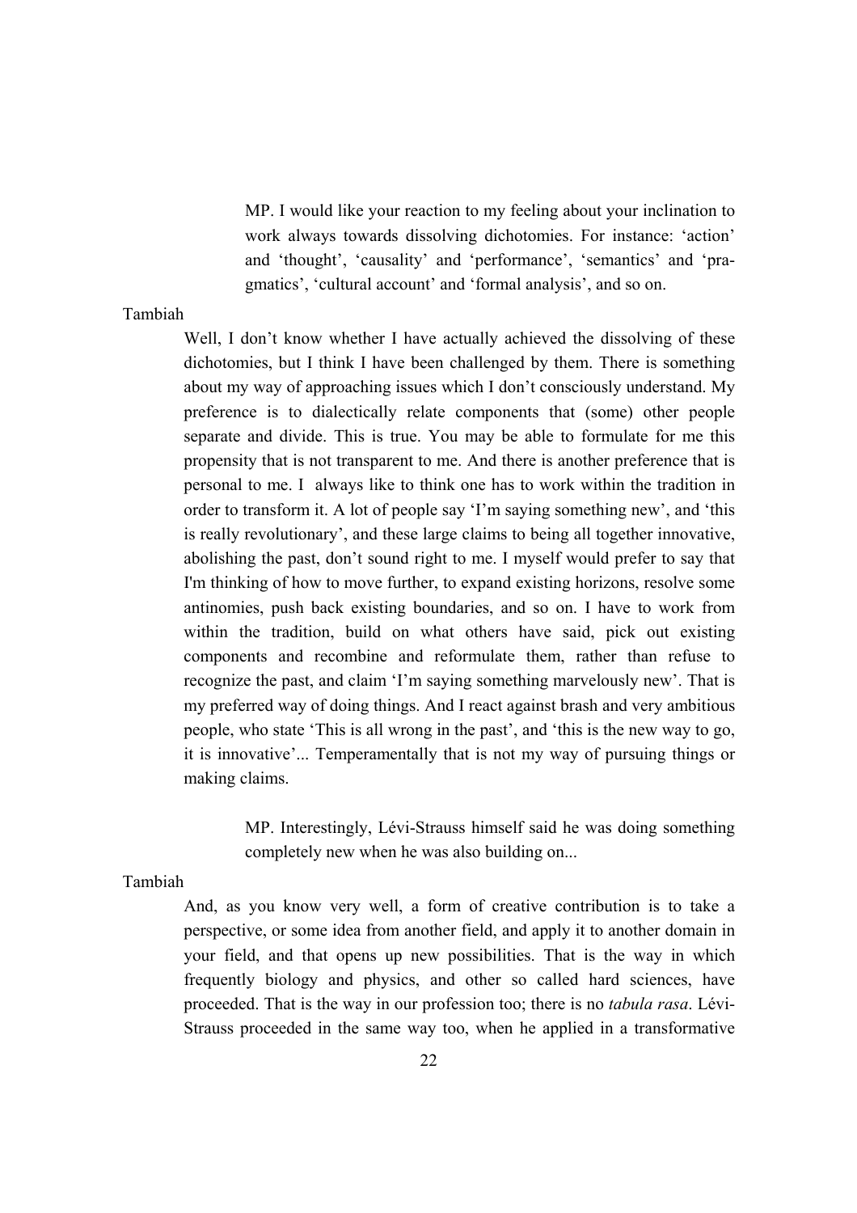> MP. I would like your reaction to my feeling about your inclination to work always towards dissolving dichotomies. For instance: 'action' and 'thought', 'causality' and 'performance', 'semantics' and 'pragmatics', 'cultural account' and 'formal analysis', and so on.

Tambiah

Well, I don't know whether I have actually achieved the dissolving of these dichotomies, but I think I have been challenged by them. There is something about my way of approaching issues which I don't consciously understand. My preference is to dialectically relate components that (some) other people separate and divide. This is true. You may be able to formulate for me this propensity that is not transparent to me. And there is another preference that is personal to me. I always like to think one has to work within the tradition in order to transform it. A lot of people say 'I'm saying something new', and 'this is really revolutionary', and these large claims to being all together innovative, abolishing the past, don't sound right to me. I myself would prefer to say that I'm thinking of how to move further, to expand existing horizons, resolve some antinomies, push back existing boundaries, and so on. I have to work from within the tradition, build on what others have said, pick out existing components and recombine and reformulate them, rather than refuse to recognize the past, and claim 'I'm saying something marvelously new'. That is my preferred way of doing things. And I react against brash and very ambitious people, who state 'This is all wrong in the past', and 'this is the new way to go, it is innovative'... Temperamentally that is not my way of pursuing things or making claims.

> MP. Interestingly, Lévi-Strauss himself said he was doing something completely new when he was also building on...

Tambiah

And, as you know very well, a form of creative contribution is to take a perspective, or some idea from another field, and apply it to another domain in your field, and that opens up new possibilities. That is the way in which frequently biology and physics, and other so called hard sciences, have proceeded. That is the way in our profession too; there is no *tabula rasa*. Lévi-Strauss proceeded in the same way too, when he applied in a transformative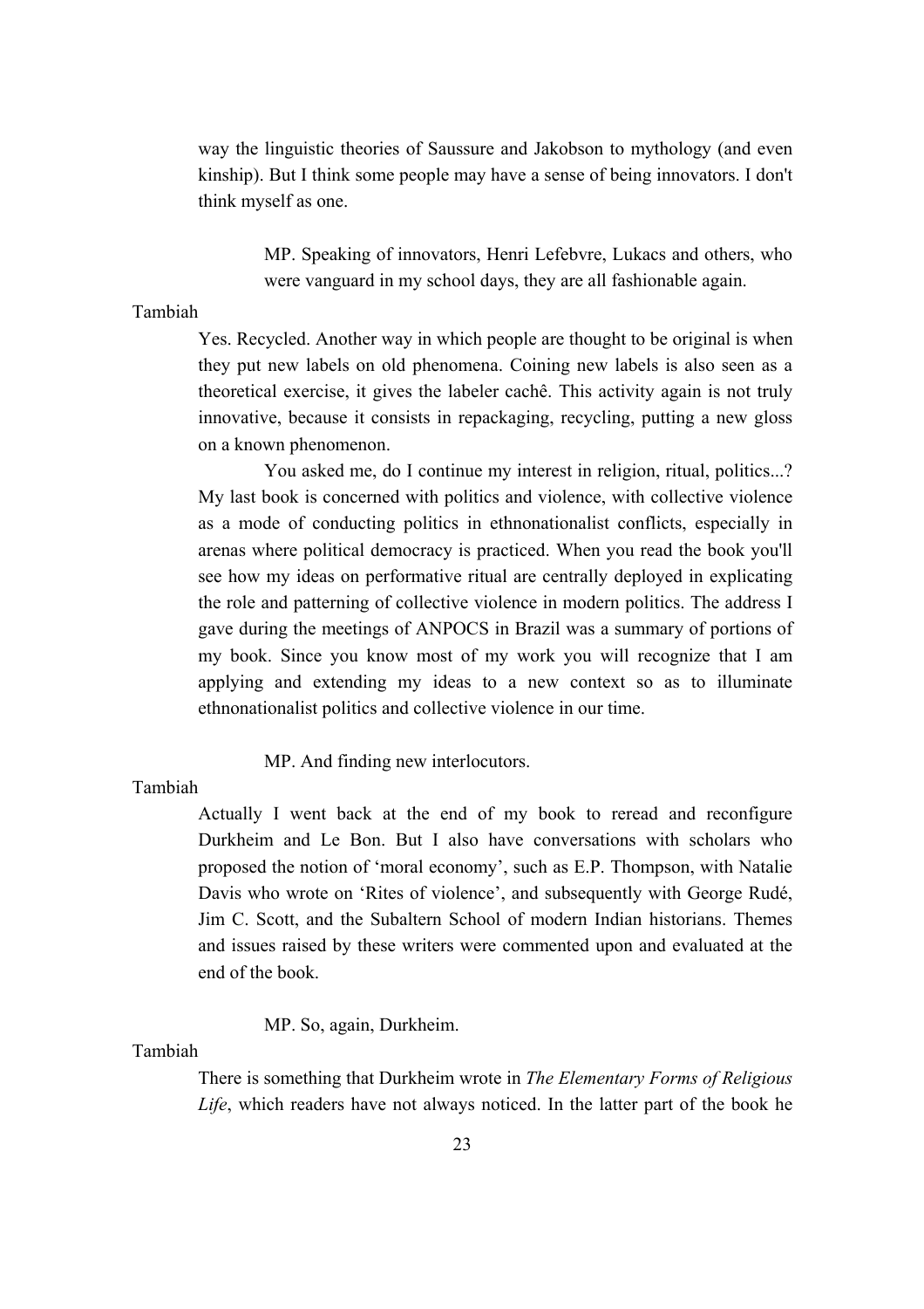way the linguistic theories of Saussure and Jakobson to mythology (and even kinship). But I think some people may have a sense of being innovators. I don't think myself as one.

MP. Speaking of innovators, Henri Lefebvre, Lukacs and others, who were vanguard in my school days, they are all fashionable again.

Tambiah

Yes. Recycled. Another way in which people are thought to be original is when they put new labels on old phenomena. Coining new labels is also seen as a theoretical exercise, it gives the labeler cachê. This activity again is not truly innovative, because it consists in repackaging, recycling, putting a new gloss on a known phenomenon.

You asked me, do I continue my interest in religion, ritual, politics...? My last book is concerned with politics and violence, with collective violence as a mode of conducting politics in ethnonationalist conflicts, especially in arenas where political democracy is practiced. When you read the book you'll see how my ideas on performative ritual are centrally deployed in explicating the role and patterning of collective violence in modern politics. The address I gave during the meetings of ANPOCS in Brazil was a summary of portions of my book. Since you know most of my work you will recognize that I am applying and extending my ideas to a new context so as to illuminate ethnonationalist politics and collective violence in our time.

MP. And finding new interlocutors.

Tambiah

Actually I went back at the end of my book to reread and reconfigure Durkheim and Le Bon. But I also have conversations with scholars who proposed the notion of 'moral economy', such as E.P. Thompson, with Natalie Davis who wrote on 'Rites of violence', and subsequently with George Rudé, Jim C. Scott, and the Subaltern School of modern Indian historians. Themes and issues raised by these writers were commented upon and evaluated at the end of the book.

MP. So, again, Durkheim.

Tambiah

There is something that Durkheim wrote in *The Elementary Forms of Religious Life*, which readers have not always noticed. In the latter part of the book he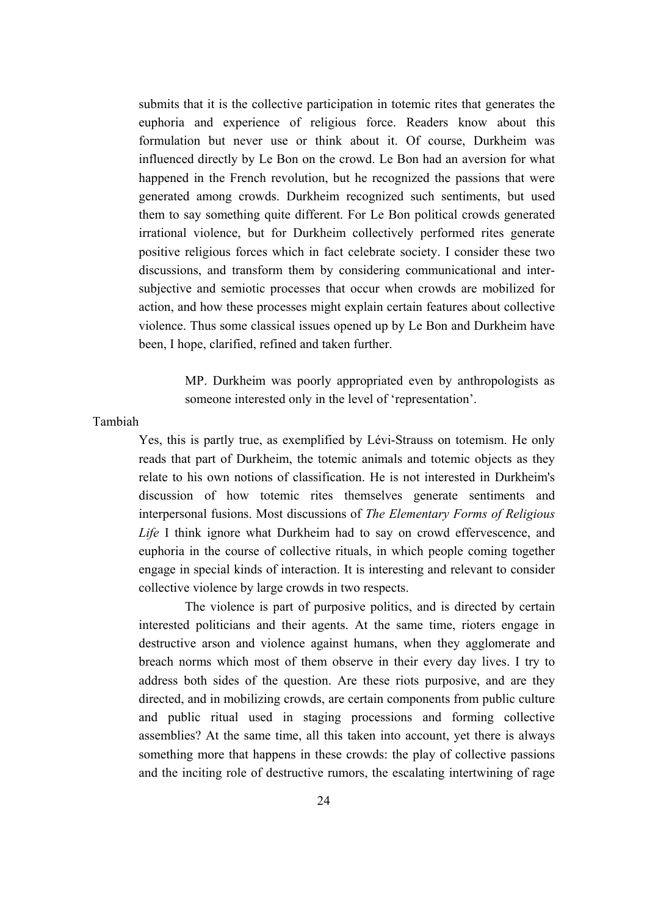submits that it is the collective participation in totemic rites that generates the euphoria and experience of religious force. Readers know about this formulation but never use or think about it. Of course, Durkheim was influenced directly by Le Bon on the crowd. Le Bon had an aversion for what happened in the French revolution, but he recognized the passions that were generated among crowds. Durkheim recognized such sentiments, but used them to say something quite different. For Le Bon political crowds generated irrational violence, but for Durkheim collectively performed rites generate positive religious forces which in fact celebrate society. I consider these two discussions, and transform them by considering communicational and inter-subjective and semiotic processes that occur when crowds are mobilized for action, and how these processes might explain certain features about collective violence. Thus some classical issues opened up by Le Bon and Durkheim have been, I hope, clarified, refined and taken further.

> MP. Durkheim was poorly appropriated even by anthropologists as someone interested only in the level of 'representation'.

Tambiah

Yes, this is partly true, as exemplified by Lévi-Strauss on totemism. He only reads that part of Durkheim, the totemic animals and totemic objects as they relate to his own notions of classification. He is not interested in Durkheim's discussion of how totemic rites themselves generate sentiments and interpersonal fusions. Most discussions of *The Elementary Forms of Religious Life* I think ignore what Durkheim had to say on crowd effervescence, and euphoria in the course of collective rituals, in which people coming together engage in special kinds of interaction. It is interesting and relevant to consider collective violence by large crowds in two respects.

The violence is part of purposive politics, and is directed by certain interested politicians and their agents. At the same time, rioters engage in destructive arson and violence against humans, when they agglomerate and breach norms which most of them observe in their every day lives. I try to address both sides of the question. Are these riots purposive, and are they directed, and in mobilizing crowds, are certain components from public culture and public ritual used in staging processions and forming collective assemblies? At the same time, all this taken into account, yet there is always something more that happens in these crowds: the play of collective passions and the inciting role of destructive rumors, the escalating intertwining of rage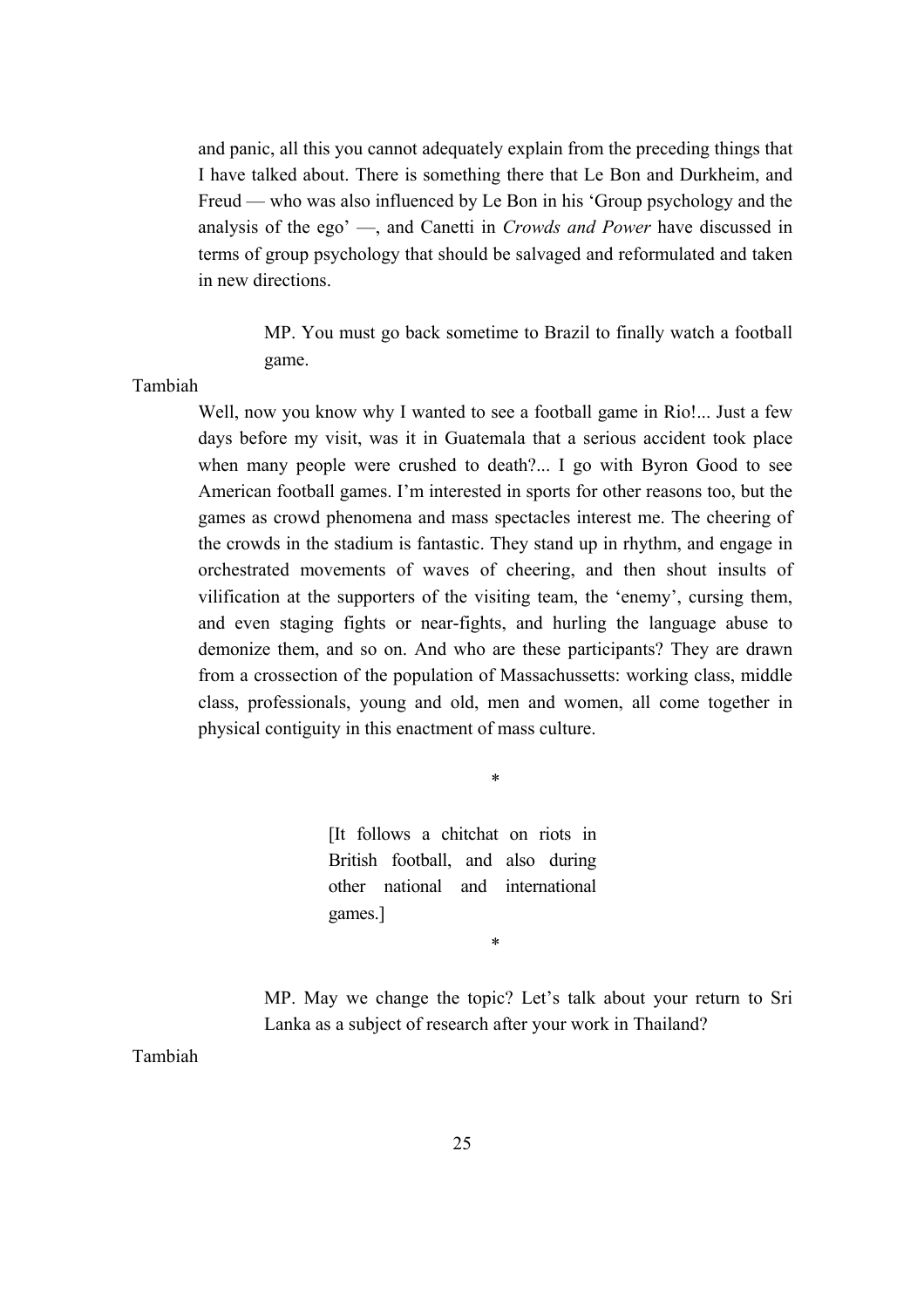and panic, all this you cannot adequately explain from the preceding things that I have talked about. There is something there that Le Bon and Durkheim, and Freud — who was also influenced by Le Bon in his 'Group psychology and the analysis of the ego' —, and Canetti in *Crowds and Power* have discussed in terms of group psychology that should be salvaged and reformulated and taken in new directions.

> MP. You must go back sometime to Brazil to finally watch a football game.

Tambiah

Well, now you know why I wanted to see a football game in Rio!... Just a few days before my visit, was it in Guatemala that a serious accident took place when many people were crushed to death?... I go with Byron Good to see American football games. I'm interested in sports for other reasons too, but the games as crowd phenomena and mass spectacles interest me. The cheering of the crowds in the stadium is fantastic. They stand up in rhythm, and engage in orchestrated movements of waves of cheering, and then shout insults of vilification at the supporters of the visiting team, the 'enemy', cursing them, and even staging fights or near-fights, and hurling the language abuse to demonize them, and so on. And who are these participants? They are drawn from a crossection of the population of Massachussetts: working class, middle class, professionals, young and old, men and women, all come together in physical contiguity in this enactment of mass culture.

*

[It follows a chitchat on riots in British football, and also during other national and international games.]

*

> MP. May we change the topic? Let's talk about your return to Sri Lanka as a subject of research after your work in Thailand?

Tambiah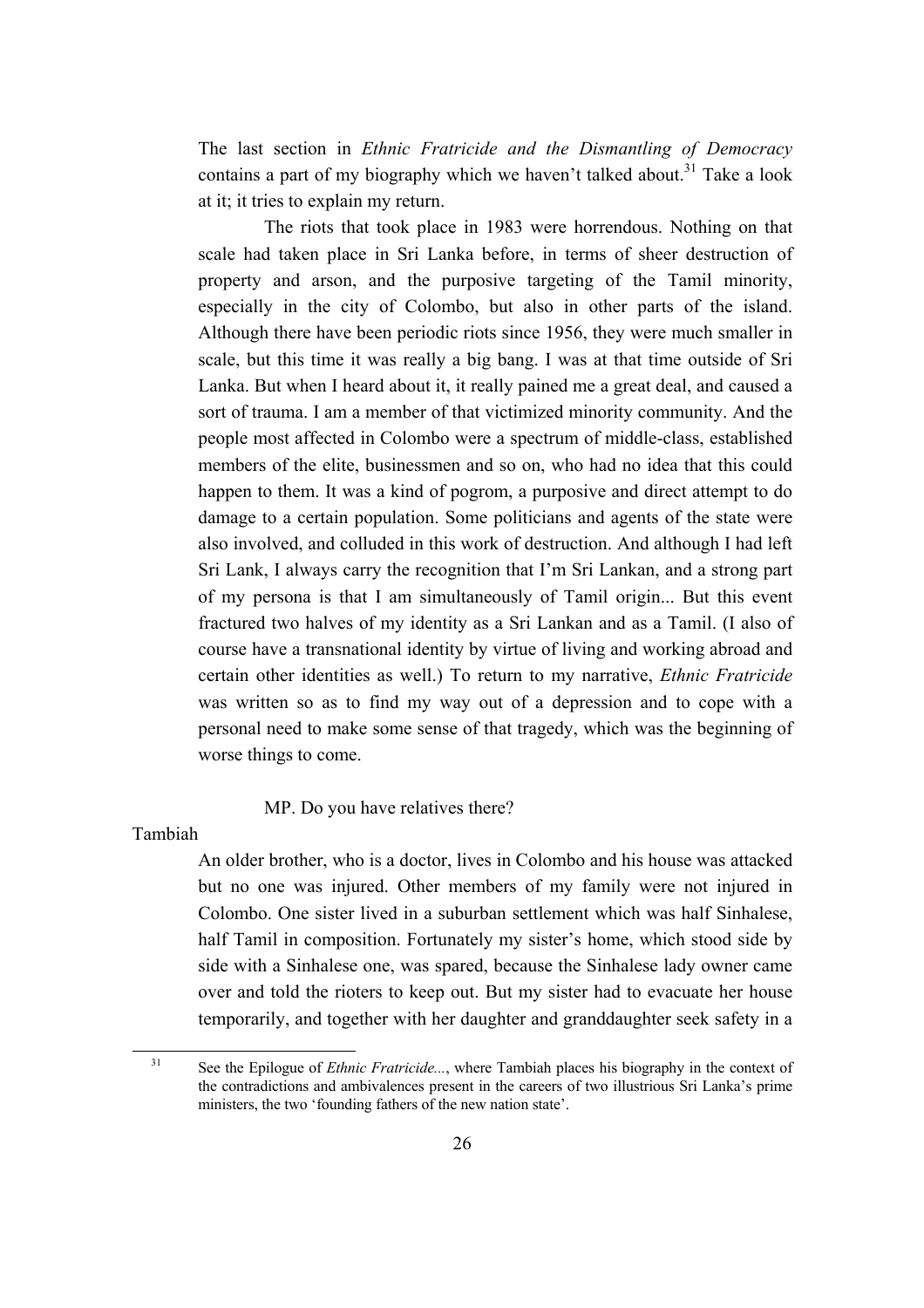The last section in *Ethnic Fratricide and the Dismantling of Democracy* contains a part of my biography which we haven't talked about.[31] Take a look at it; it tries to explain my return.

The riots that took place in 1983 were horrendous. Nothing on that scale had taken place in Sri Lanka before, in terms of sheer destruction of property and arson, and the purposive targeting of the Tamil minority, especially in the city of Colombo, but also in other parts of the island. Although there have been periodic riots since 1956, they were much smaller in scale, but this time it was really a big bang. I was at that time outside of Sri Lanka. But when I heard about it, it really pained me a great deal, and caused a sort of trauma. I am a member of that victimized minority community. And the people most affected in Colombo were a spectrum of middle-class, established members of the elite, businessmen and so on, who had no idea that this could happen to them. It was a kind of pogrom, a purposive and direct attempt to do damage to a certain population. Some politicians and agents of the state were also involved, and colluded in this work of destruction. And although I had left Sri Lank, I always carry the recognition that I'm Sri Lankan, and a strong part of my persona is that I am simultaneously of Tamil origin... But this event fractured two halves of my identity as a Sri Lankan and as a Tamil. (I also of course have a transnational identity by virtue of living and working abroad and certain other identities as well.) To return to my narrative, *Ethnic Fratricide* was written so as to find my way out of a depression and to cope with a personal need to make some sense of that tragedy, which was the beginning of worse things to come.

MP. Do you have relatives there?

Tambiah

An older brother, who is a doctor, lives in Colombo and his house was attacked but no one was injured. Other members of my family were not injured in Colombo. One sister lived in a suburban settlement which was half Sinhalese, half Tamil in composition. Fortunately my sister's home, which stood side by side with a Sinhalese one, was spared, because the Sinhalese lady owner came over and told the rioters to keep out. But my sister had to evacuate her house temporarily, and together with her daughter and granddaughter seek safety in a

[31] See the Epilogue of *Ethnic Fratricide...*, where Tambiah places his biography in the context of the contradictions and ambivalences present in the careers of two illustrious Sri Lanka's prime ministers, the two 'founding fathers of the new nation state'.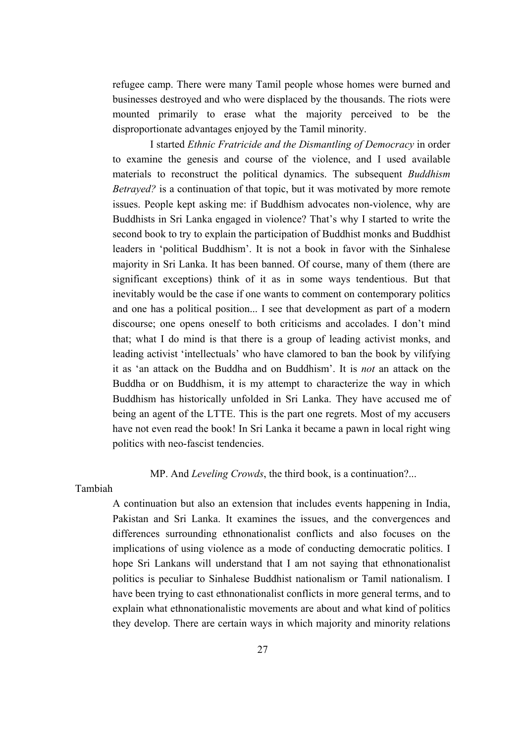refugee camp. There were many Tamil people whose homes were burned and businesses destroyed and who were displaced by the thousands. The riots were mounted primarily to erase what the majority perceived to be the disproportionate advantages enjoyed by the Tamil minority.

I started *Ethnic Fratricide and the Dismantling of Democracy* in order to examine the genesis and course of the violence, and I used available materials to reconstruct the political dynamics. The subsequent *Buddhism Betrayed?* is a continuation of that topic, but it was motivated by more remote issues. People kept asking me: if Buddhism advocates non-violence, why are Buddhists in Sri Lanka engaged in violence? That's why I started to write the second book to try to explain the participation of Buddhist monks and Buddhist leaders in 'political Buddhism'. It is not a book in favor with the Sinhalese majority in Sri Lanka. It has been banned. Of course, many of them (there are significant exceptions) think of it as in some ways tendentious. But that inevitably would be the case if one wants to comment on contemporary politics and one has a political position... I see that development as part of a modern discourse; one opens oneself to both criticisms and accolades. I don't mind that; what I do mind is that there is a group of leading activist monks, and leading activist 'intellectuals' who have clamored to ban the book by vilifying it as 'an attack on the Buddha and on Buddhism'. It is *not* an attack on the Buddha or on Buddhism, it is my attempt to characterize the way in which Buddhism has historically unfolded in Sri Lanka. They have accused me of being an agent of the LTTE. This is the part one regrets. Most of my accusers have not even read the book! In Sri Lanka it became a pawn in local right wing politics with neo-fascist tendencies.

MP. And *Leveling Crowds*, the third book, is a continuation?...

Tambiah

A continuation but also an extension that includes events happening in India, Pakistan and Sri Lanka. It examines the issues, and the convergences and differences surrounding ethnonationalist conflicts and also focuses on the implications of using violence as a mode of conducting democratic politics. I hope Sri Lankans will understand that I am not saying that ethnonationalist politics is peculiar to Sinhalese Buddhist nationalism or Tamil nationalism. I have been trying to cast ethnonationalist conflicts in more general terms, and to explain what ethnonationalistic movements are about and what kind of politics they develop. There are certain ways in which majority and minority relations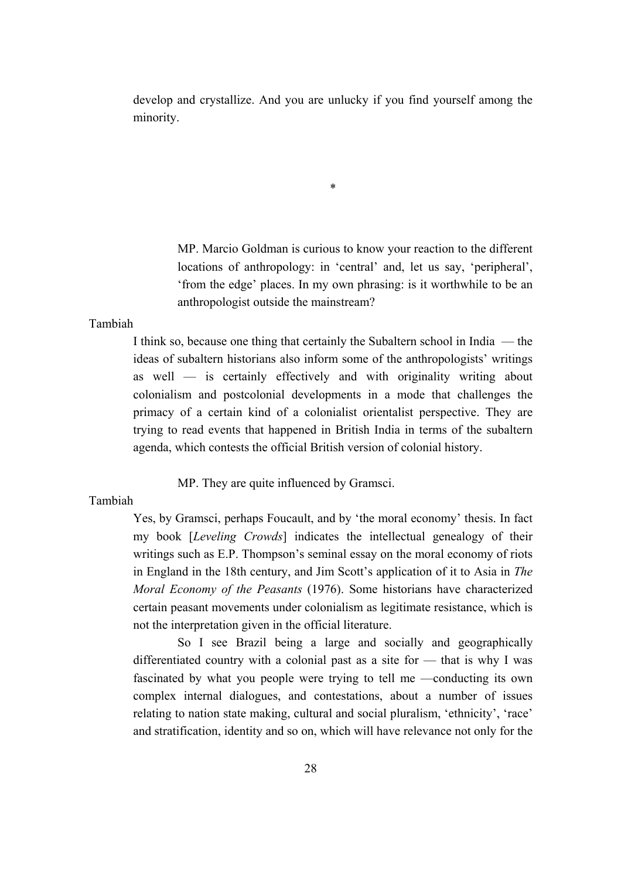develop and crystallize. And you are unlucky if you find yourself among the minority.

*

MP. Marcio Goldman is curious to know your reaction to the different locations of anthropology: in 'central' and, let us say, 'peripheral', 'from the edge' places. In my own phrasing: is it worthwhile to be an anthropologist outside the mainstream?

Tambiah

I think so, because one thing that certainly the Subaltern school in India — the ideas of subaltern historians also inform some of the anthropologists' writings as well — is certainly effectively and with originality writing about colonialism and postcolonial developments in a mode that challenges the primacy of a certain kind of a colonialist orientalist perspective. They are trying to read events that happened in British India in terms of the subaltern agenda, which contests the official British version of colonial history.

MP. They are quite influenced by Gramsci.

Tambiah

Yes, by Gramsci, perhaps Foucault, and by 'the moral economy' thesis. In fact my book [*Leveling Crowds*] indicates the intellectual genealogy of their writings such as E.P. Thompson's seminal essay on the moral economy of riots in England in the 18th century, and Jim Scott's application of it to Asia in *The Moral Economy of the Peasants* (1976). Some historians have characterized certain peasant movements under colonialism as legitimate resistance, which is not the interpretation given in the official literature.

So I see Brazil being a large and socially and geographically differentiated country with a colonial past as a site for — that is why I was fascinated by what you people were trying to tell me —conducting its own complex internal dialogues, and contestations, about a number of issues relating to nation state making, cultural and social pluralism, 'ethnicity', 'race' and stratification, identity and so on, which will have relevance not only for the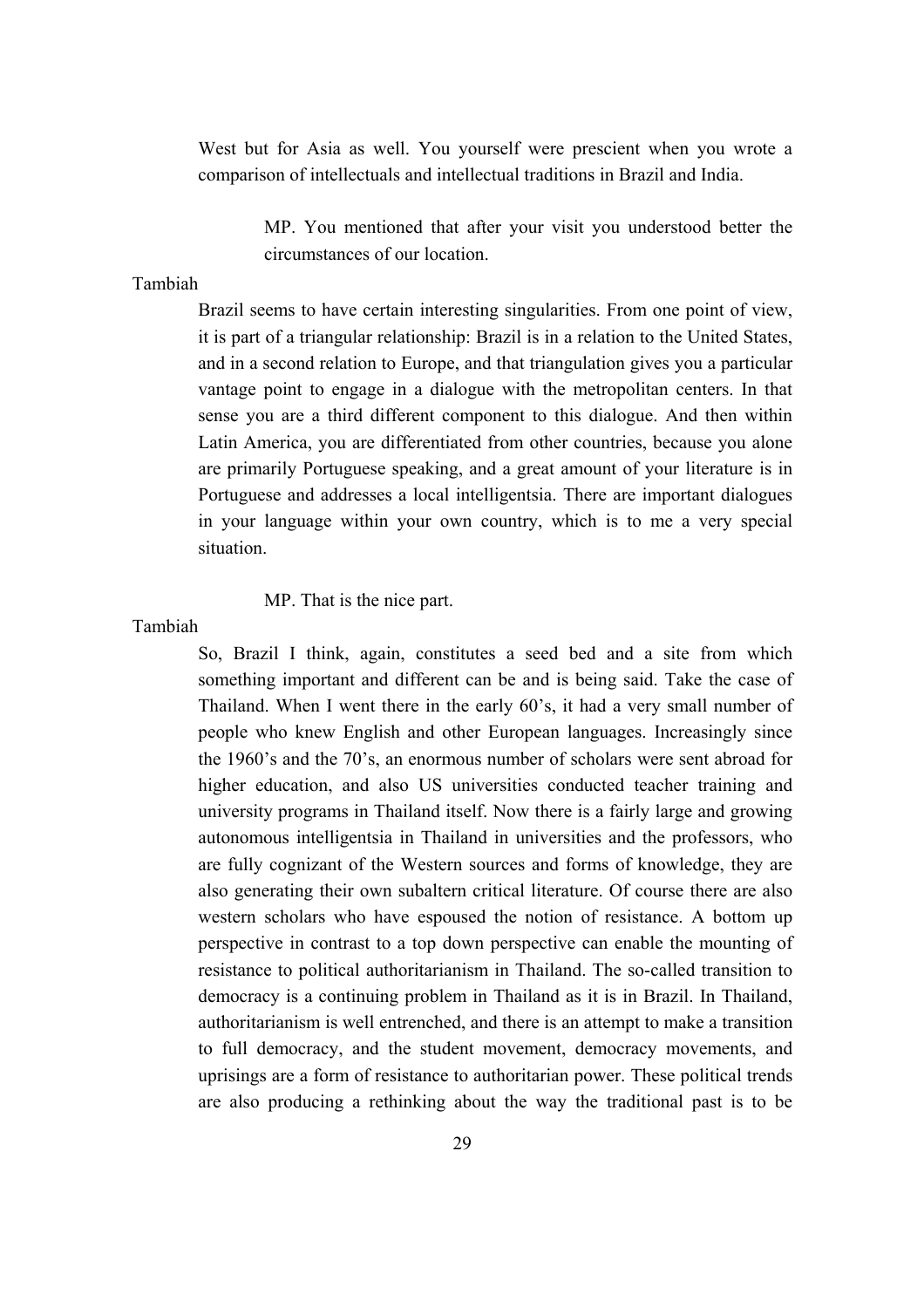West but for Asia as well. You yourself were prescient when you wrote a comparison of intellectuals and intellectual traditions in Brazil and India.

> MP. You mentioned that after your visit you understood better the circumstances of our location.

Tambiah

Brazil seems to have certain interesting singularities. From one point of view, it is part of a triangular relationship: Brazil is in a relation to the United States, and in a second relation to Europe, and that triangulation gives you a particular vantage point to engage in a dialogue with the metropolitan centers. In that sense you are a third different component to this dialogue. And then within Latin America, you are differentiated from other countries, because you alone are primarily Portuguese speaking, and a great amount of your literature is in Portuguese and addresses a local intelligentsia. There are important dialogues in your language within your own country, which is to me a very special situation.

> MP. That is the nice part.

Tambiah

So, Brazil I think, again, constitutes a seed bed and a site from which something important and different can be and is being said. Take the case of Thailand. When I went there in the early 60's, it had a very small number of people who knew English and other European languages. Increasingly since the 1960's and the 70's, an enormous number of scholars were sent abroad for higher education, and also US universities conducted teacher training and university programs in Thailand itself. Now there is a fairly large and growing autonomous intelligentsia in Thailand in universities and the professors, who are fully cognizant of the Western sources and forms of knowledge, they are also generating their own subaltern critical literature. Of course there are also western scholars who have espoused the notion of resistance. A bottom up perspective in contrast to a top down perspective can enable the mounting of resistance to political authoritarianism in Thailand. The so-called transition to democracy is a continuing problem in Thailand as it is in Brazil. In Thailand, authoritarianism is well entrenched, and there is an attempt to make a transition to full democracy, and the student movement, democracy movements, and uprisings are a form of resistance to authoritarian power. These political trends are also producing a rethinking about the way the traditional past is to be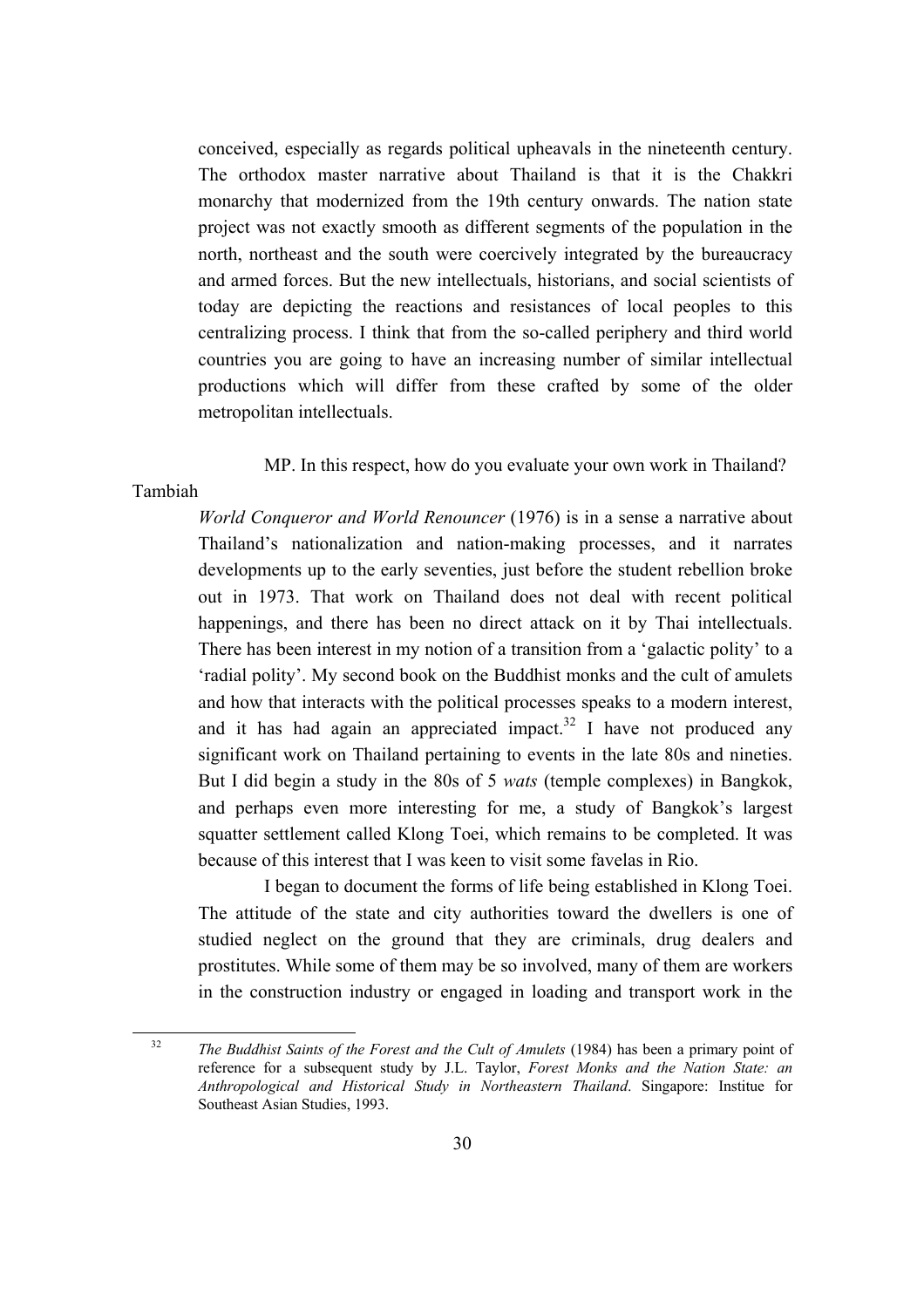conceived, especially as regards political upheavals in the nineteenth century. The orthodox master narrative about Thailand is that it is the Chakkri monarchy that modernized from the 19th century onwards. The nation state project was not exactly smooth as different segments of the population in the north, northeast and the south were coercively integrated by the bureaucracy and armed forces. But the new intellectuals, historians, and social scientists of today are depicting the reactions and resistances of local peoples to this centralizing process. I think that from the so-called periphery and third world countries you are going to have an increasing number of similar intellectual productions which will differ from these crafted by some of the older metropolitan intellectuals.

MP. In this respect, how do you evaluate your own work in Thailand?

Tambiah

*World Conqueror and World Renouncer* (1976) is in a sense a narrative about Thailand's nationalization and nation-making processes, and it narrates developments up to the early seventies, just before the student rebellion broke out in 1973. That work on Thailand does not deal with recent political happenings, and there has been no direct attack on it by Thai intellectuals. There has been interest in my notion of a transition from a 'galactic polity' to a 'radial polity'. My second book on the Buddhist monks and the cult of amulets and how that interacts with the political processes speaks to a modern interest, and it has had again an appreciated impact.[32] I have not produced any significant work on Thailand pertaining to events in the late 80s and nineties. But I did begin a study in the 80s of 5 *wats* (temple complexes) in Bangkok, and perhaps even more interesting for me, a study of Bangkok's largest squatter settlement called Klong Toei, which remains to be completed. It was because of this interest that I was keen to visit some favelas in Rio.

I began to document the forms of life being established in Klong Toei. The attitude of the state and city authorities toward the dwellers is one of studied neglect on the ground that they are criminals, drug dealers and prostitutes. While some of them may be so involved, many of them are workers in the construction industry or engaged in loading and transport work in the

[32] *The Buddhist Saints of the Forest and the Cult of Amulets* (1984) has been a primary point of reference for a subsequent study by J.L. Taylor, *Forest Monks and the Nation State: an Anthropological and Historical Study in Northeastern Thailand*. Singapore: Institue for Southeast Asian Studies, 1993.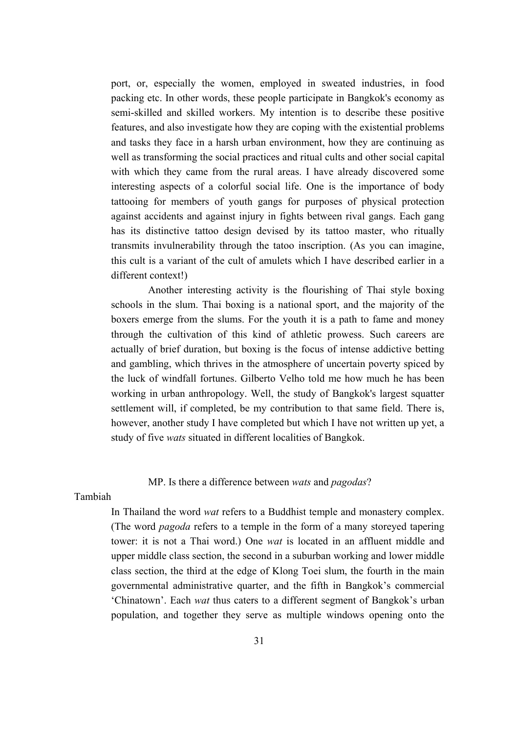port, or, especially the women, employed in sweated industries, in food packing etc. In other words, these people participate in Bangkok's economy as semi-skilled and skilled workers. My intention is to describe these positive features, and also investigate how they are coping with the existential problems and tasks they face in a harsh urban environment, how they are continuing as well as transforming the social practices and ritual cults and other social capital with which they came from the rural areas. I have already discovered some interesting aspects of a colorful social life. One is the importance of body tattooing for members of youth gangs for purposes of physical protection against accidents and against injury in fights between rival gangs. Each gang has its distinctive tattoo design devised by its tattoo master, who ritually transmits invulnerability through the tatoo inscription. (As you can imagine, this cult is a variant of the cult of amulets which I have described earlier in a different context!)

Another interesting activity is the flourishing of Thai style boxing schools in the slum. Thai boxing is a national sport, and the majority of the boxers emerge from the slums. For the youth it is a path to fame and money through the cultivation of this kind of athletic prowess. Such careers are actually of brief duration, but boxing is the focus of intense addictive betting and gambling, which thrives in the atmosphere of uncertain poverty spiced by the luck of windfall fortunes. Gilberto Velho told me how much he has been working in urban anthropology. Well, the study of Bangkok's largest squatter settlement will, if completed, be my contribution to that same field. There is, however, another study I have completed but which I have not written up yet, a study of five *wats* situated in different localities of Bangkok.

MP. Is there a difference between *wats* and *pagodas*?

Tambiah

In Thailand the word *wat* refers to a Buddhist temple and monastery complex. (The word *pagoda* refers to a temple in the form of a many storeyed tapering tower: it is not a Thai word.) One *wat* is located in an affluent middle and upper middle class section, the second in a suburban working and lower middle class section, the third at the edge of Klong Toei slum, the fourth in the main governmental administrative quarter, and the fifth in Bangkok's commercial 'Chinatown'. Each *wat* thus caters to a different segment of Bangkok's urban population, and together they serve as multiple windows opening onto the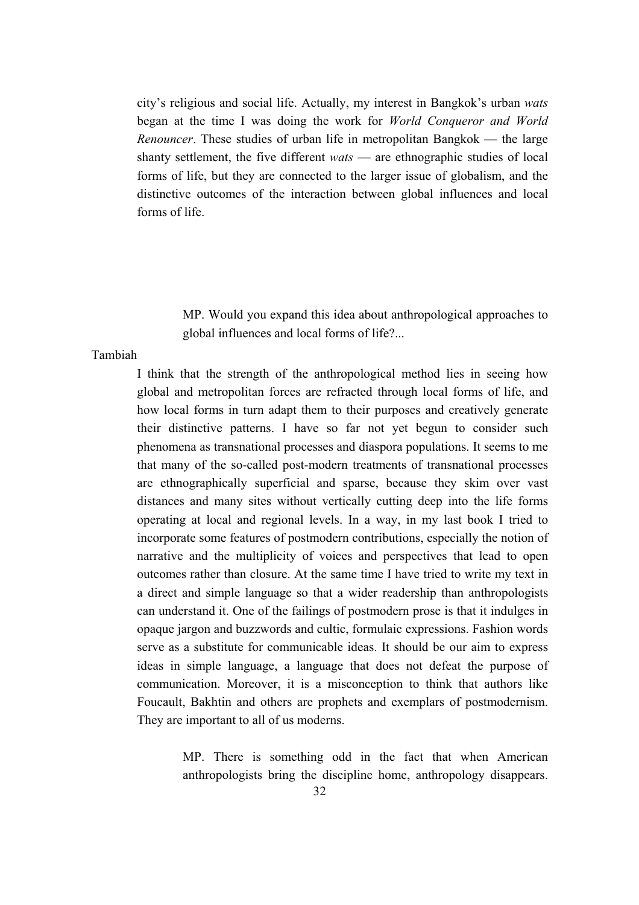city's religious and social life. Actually, my interest in Bangkok's urban *wats* began at the time I was doing the work for *World Conqueror and World Renouncer*. These studies of urban life in metropolitan Bangkok — the large shanty settlement, the five different *wats* — are ethnographic studies of local forms of life, but they are connected to the larger issue of globalism, and the distinctive outcomes of the interaction between global influences and local forms of life.

> MP. Would you expand this idea about anthropological approaches to global influences and local forms of life?...

Tambiah

I think that the strength of the anthropological method lies in seeing how global and metropolitan forces are refracted through local forms of life, and how local forms in turn adapt them to their purposes and creatively generate their distinctive patterns. I have so far not yet begun to consider such phenomena as transnational processes and diaspora populations. It seems to me that many of the so-called post-modern treatments of transnational processes are ethnographically superficial and sparse, because they skim over vast distances and many sites without vertically cutting deep into the life forms operating at local and regional levels. In a way, in my last book I tried to incorporate some features of postmodern contributions, especially the notion of narrative and the multiplicity of voices and perspectives that lead to open outcomes rather than closure. At the same time I have tried to write my text in a direct and simple language so that a wider readership than anthropologists can understand it. One of the failings of postmodern prose is that it indulges in opaque jargon and buzzwords and cultic, formulaic expressions. Fashion words serve as a substitute for communicable ideas. It should be our aim to express ideas in simple language, a language that does not defeat the purpose of communication. Moreover, it is a misconception to think that authors like Foucault, Bakhtin and others are prophets and exemplars of postmodernism. They are important to all of us moderns.

> MP. There is something odd in the fact that when American anthropologists bring the discipline home, anthropology disappears.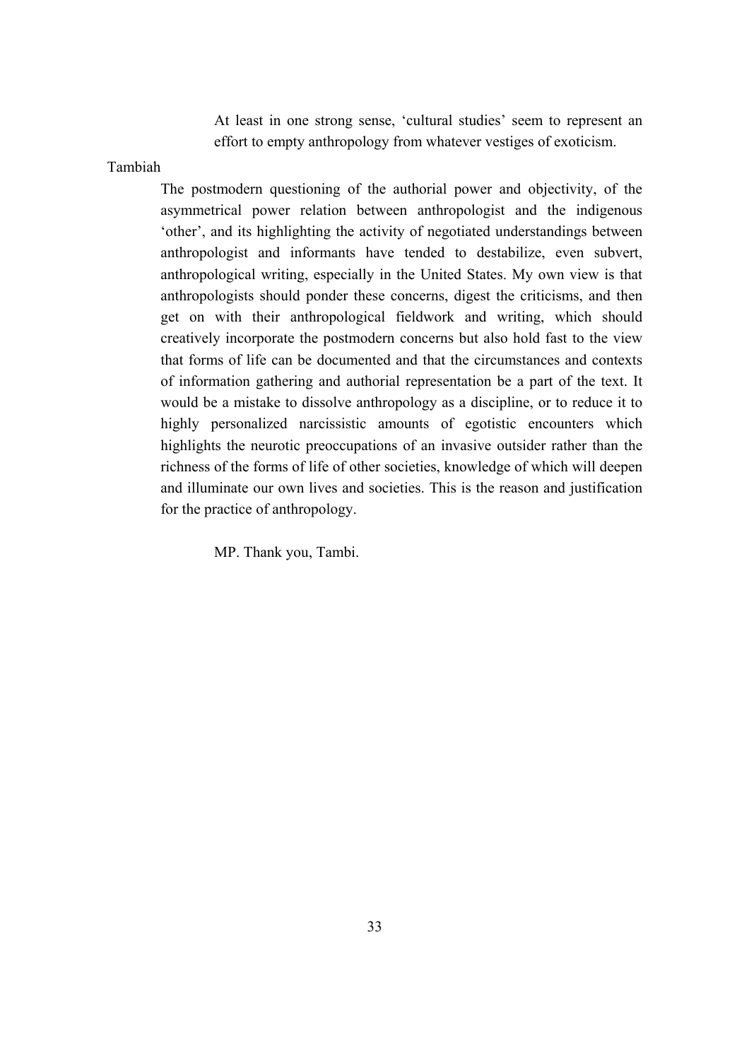At least in one strong sense, 'cultural studies' seem to represent an effort to empty anthropology from whatever vestiges of exoticism.

Tambiah

The postmodern questioning of the authorial power and objectivity, of the asymmetrical power relation between anthropologist and the indigenous 'other', and its highlighting the activity of negotiated understandings between anthropologist and informants have tended to destabilize, even subvert, anthropological writing, especially in the United States. My own view is that anthropologists should ponder these concerns, digest the criticisms, and then get on with their anthropological fieldwork and writing, which should creatively incorporate the postmodern concerns but also hold fast to the view that forms of life can be documented and that the circumstances and contexts of information gathering and authorial representation be a part of the text. It would be a mistake to dissolve anthropology as a discipline, or to reduce it to highly personalized narcissistic amounts of egotistic encounters which highlights the neurotic preoccupations of an invasive outsider rather than the richness of the forms of life of other societies, knowledge of which will deepen and illuminate our own lives and societies. This is the reason and justification for the practice of anthropology.

MP. Thank you, Tambi.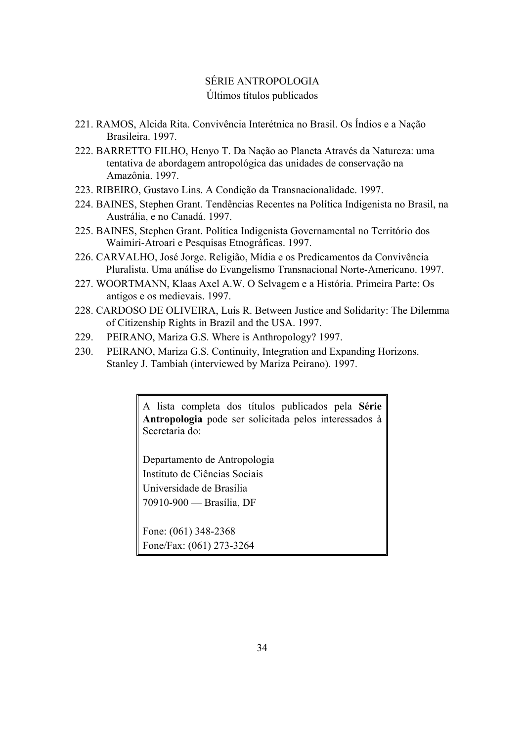# SÉRIE ANTROPOLOGIA

Últimos títulos publicados

221. RAMOS, Alcida Rita. Convivência Interétnica no Brasil. Os Índios e a Nação Brasileira. 1997.
222. BARRETTO FILHO, Henyo T. Da Nação ao Planeta Através da Natureza: uma tentativa de abordagem antropológica das unidades de conservação na Amazônia. 1997.
223. RIBEIRO, Gustavo Lins. A Condição da Transnacionalidade. 1997.
224. BAINES, Stephen Grant. Tendências Recentes na Política Indigenista no Brasil, na Austrália, e no Canadá. 1997.
225. BAINES, Stephen Grant. Política Indigenista Governamental no Território dos Waimiri-Atroari e Pesquisas Etnográficas. 1997.
226. CARVALHO, José Jorge. Religião, Mídia e os Predicamentos da Convivência Pluralista. Uma análise do Evangelismo Transnacional Norte-Americano. 1997.
227. WOORTMANN, Klaas Axel A.W. O Selvagem e a História. Primeira Parte: Os antigos e os medievais. 1997.
228. CARDOSO DE OLIVEIRA, Luís R. Between Justice and Solidarity: The Dilemma of Citizenship Rights in Brazil and the USA. 1997.
229. PEIRANO, Mariza G.S. Where is Anthropology? 1997.
230. PEIRANO, Mariza G.S. Continuity, Integration and Expanding Horizons. Stanley J. Tambiah (interviewed by Mariza Peirano). 1997.

A lista completa dos títulos publicados pela **Série Antropologia** pode ser solicitada pelos interessados à Secretaria do:

Departamento de Antropologia
Instituto de Ciências Sociais
Universidade de Brasília
70910-900 — Brasília, DF

Fone: (061) 348-2368
Fone/Fax: (061) 273-3264